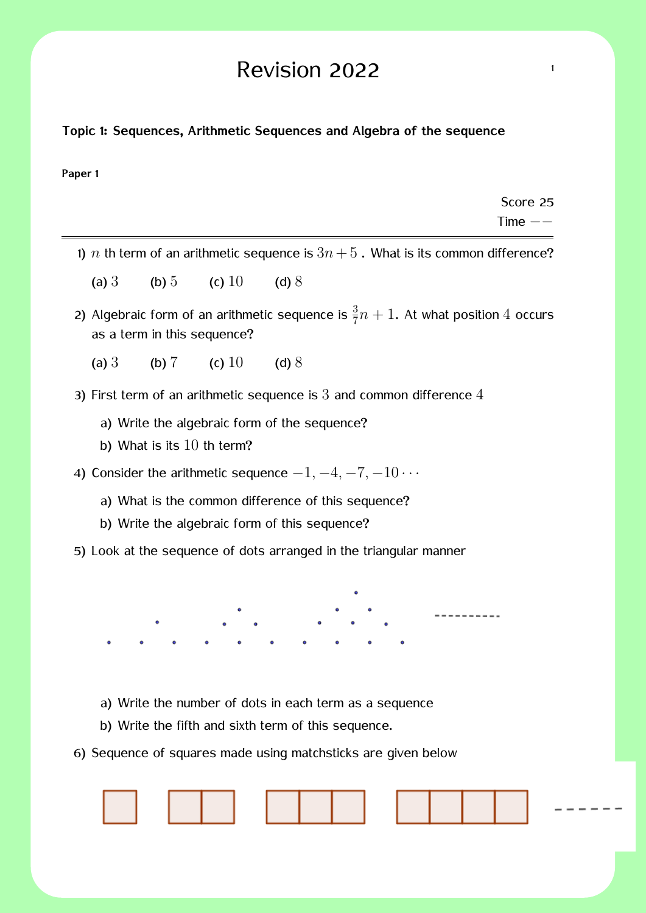# Revision 2022

**Topic 1: Sequences, Arithmetic Sequences and Algebra of the sequence**

**Paper 1**

Score 25
Time $--$

1) $n$ th term of an arithmetic sequence is $3n+5$ . What is its common difference?

   (a) $3$ (b) $5$ (c) $10$ (d) $8$

2) Algebraic form of an arithmetic sequence is $\frac{3}{7}n+1$. At what position $4$ occurs as a term in this sequence?

   (a) $3$ (b) $7$ (c) $10$ (d) $8$

3) First term of an arithmetic sequence is $3$ and common difference $4$

   a) Write the algebraic form of the sequence?
   b) What is its $10$ th term?

4) Consider the arithmetic sequence $-1, -4, -7, -10 \cdots$

   a) What is the common difference of this sequence?
   b) Write the algebraic form of this sequence?

5) Look at the sequence of dots arranged in the triangular manner

   a) Write the number of dots in each term as a sequence
   b) Write the fifth and sixth term of this sequence.

6) Sequence of squares made using matchsticks are given below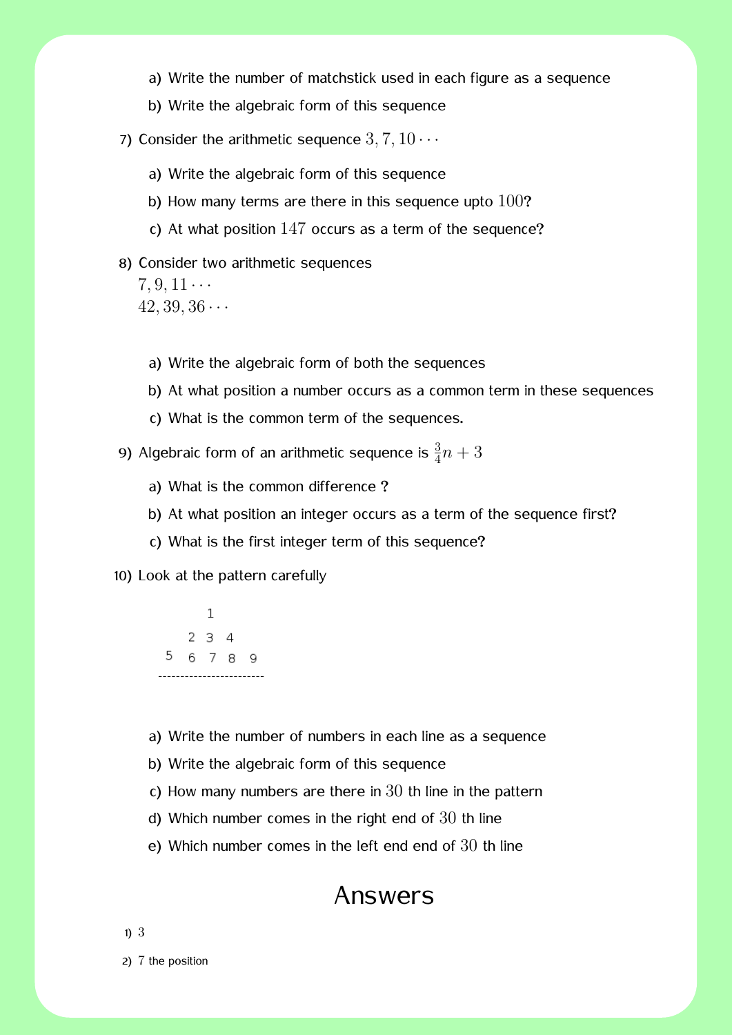a) Write the number of matchstick used in each figure as a sequence

b) Write the algebraic form of this sequence

7) Consider the arithmetic sequence $3, 7, 10 \cdots$

   a) Write the algebraic form of this sequence

   b) How many terms are there in this sequence upto $100$?

   c) At what position $147$ occurs as a term of the sequence?

8) Consider two arithmetic sequences
   $7, 9, 11 \cdots$
   $42, 39, 36 \cdots$

   a) Write the algebraic form of both the sequences

   b) At what position a number occurs as a common term in these sequences

   c) What is the common term of the sequences.

9) Algebraic form of an arithmetic sequence is $\frac{3}{4}n + 3$

   a) What is the common difference ?

   b) At what position an integer occurs as a term of the sequence first?

   c) What is the first integer term of this sequence?

10) Look at the pattern carefully

```
        1
     2  3  4
  5  6  7  8  9
------------------------
```

   a) Write the number of numbers in each line as a sequence

   b) Write the algebraic form of this sequence

   c) How many numbers are there in $30$ th line in the pattern

   d) Which number comes in the right end of $30$ th line

   e) Which number comes in the left end end of $30$ th line

# Answers

1) $3$

2) $7$ the position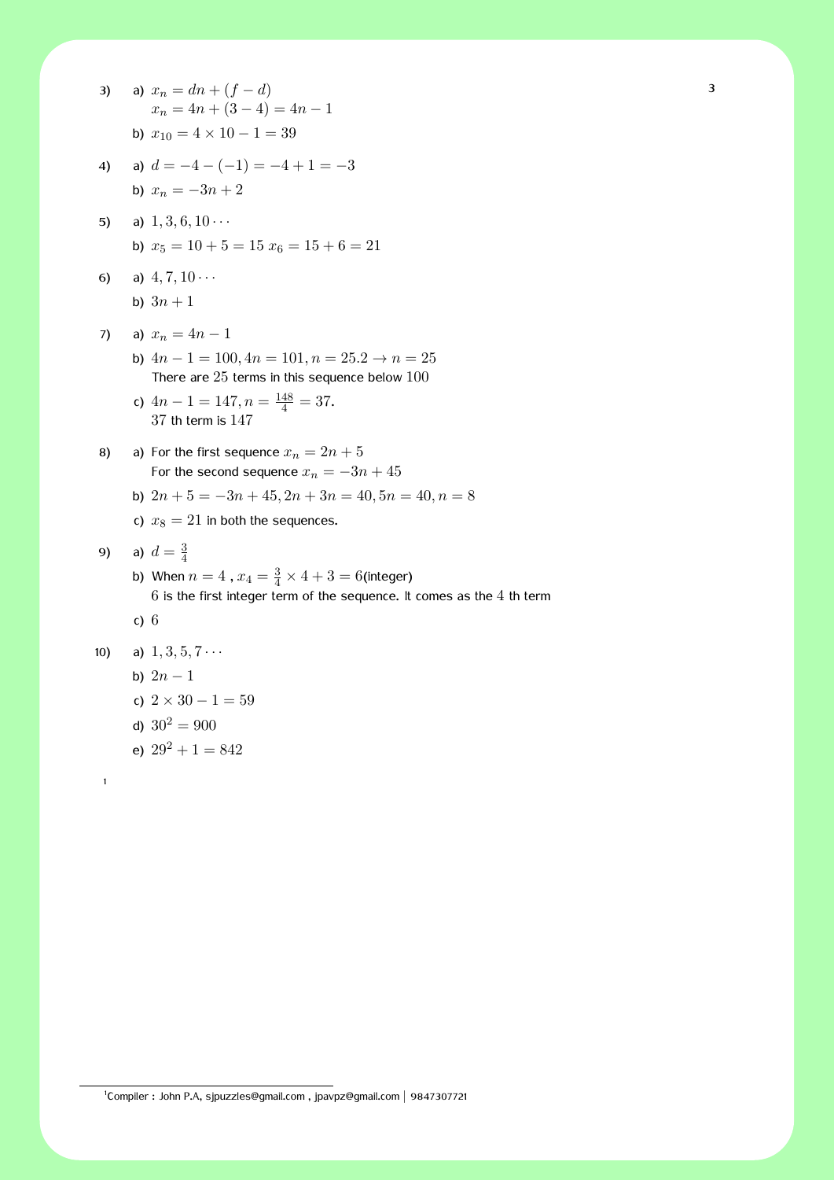3) a) $x_n = dn + (f - d)$
   $x_n = 4n + (3 - 4) = 4n - 1$

   b) $x_{10} = 4 \times 10 - 1 = 39$

4) a) $d = -4 - (-1) = -4 + 1 = -3$

   b) $x_n = -3n + 2$

5) a) $1, 3, 6, 10 \cdots$

   b) $x_5 = 10 + 5 = 15$ $x_6 = 15 + 6 = 21$

6) a) $4, 7, 10 \cdots$

   b) $3n + 1$

7) a) $x_n = 4n - 1$

   b) $4n - 1 = 100, 4n = 101, n = 25.2 \rightarrow n = 25$
   There are $25$ terms in this sequence below $100$

   c) $4n - 1 = 147, n = \frac{148}{4} = 37.$
   $37$ th term is $147$

8) a) For the first sequence $x_n = 2n + 5$
   For the second sequence $x_n = -3n + 45$

   b) $2n + 5 = -3n + 45, 2n + 3n = 40, 5n = 40, n = 8$

   c) $x_8 = 21$ in both the sequences.

9) a) $d = \frac{3}{4}$

   b) When $n = 4$ , $x_4 = \frac{3}{4} \times 4 + 3 = 6$(integer)
   $6$ is the first integer term of the sequence. It comes as the $4$ th term

   c) $6$

10) a) $1, 3, 5, 7 \cdots$

   b) $2n - 1$

   c) $2 \times 30 - 1 = 59$

   d) $30^2 = 900$

   e) $29^2 + 1 = 842$

[1] Compiler : John P.A, sjpuzzles@gmail.com , jpavpz@gmail.com | 9847307721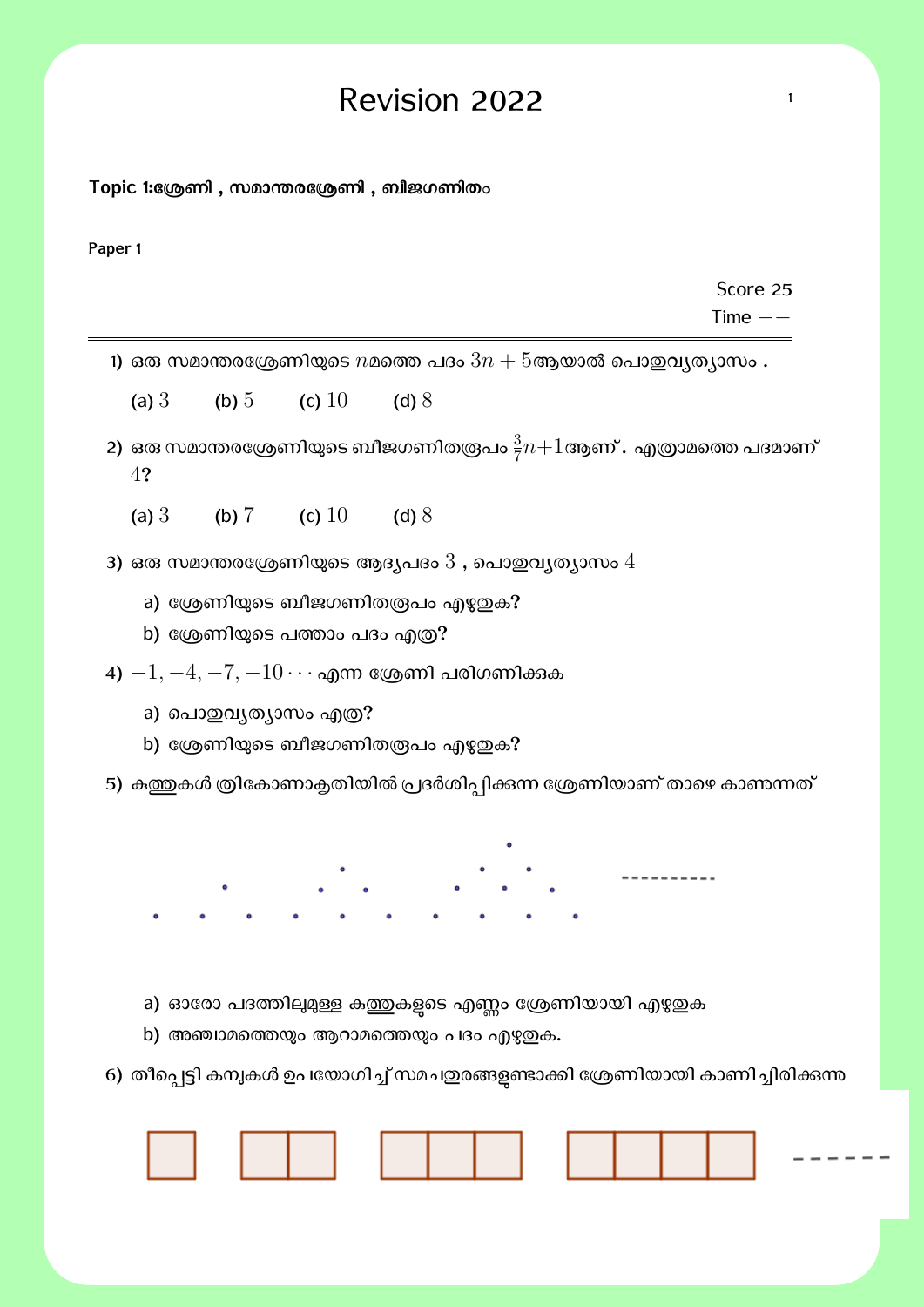# Revision 2022

**Topic 1:ശ്രേണി , സമാന്തരശ്രേണി , ബീജഗണിതം**

**Paper 1**

Score 25
Time $--$

---

1) ഒരു സമാന്തരശ്രേണിയുടെ $n$മത്തെ പദം $3n+5$ആയാൽ പൊതുവ്യത്യാസം .

   (a) $3$ (b) $5$ (c) $10$ (d) $8$

2) ഒരു സമാന്തരശ്രേണിയുടെ ബീജഗണിതരൂപം $\frac{3}{7}n+1$ആണ്. എത്രാമത്തെ പദമാണ് $4$?

   (a) $3$ (b) $7$ (c) $10$ (d) $8$

3) ഒരു സമാന്തരശ്രേണിയുടെ ആദ്യപദം $3$ , പൊതുവ്യത്യാസം $4$

   a) ശ്രേണിയുടെ ബീജഗണിതരൂപം എഴുതുക?
   b) ശ്രേണിയുടെ പത്താം പദം എത്ര?

4) $-1, -4, -7, -10 \cdots$ എന്ന ശ്രേണി പരിഗണിക്കുക

   a) പൊതുവ്യത്യാസം എത്ര?
   b) ശ്രേണിയുടെ ബീജഗണിതരൂപം എഴുതുക?

5) കുത്തുകൾ ത്രികോണാകൃതിയിൽ പ്രദർശിപ്പിക്കുന്ന ശ്രേണിയാണ് താഴെ കാണുന്നത്

   a) ഓരോ പദത്തിലുമുള്ള കുത്തുകളുടെ എണ്ണം ശ്രേണിയായി എഴുതുക
   b) അഞ്ചാമത്തെയും ആറാമത്തെയും പദം എഴുതുക.

6) തീപ്പെട്ടി കമ്പുകൾ ഉപയോഗിച്ച് സമചതുരങ്ങളുണ്ടാക്കി ശ്രേണിയായി കാണിച്ചിരിക്കുന്നു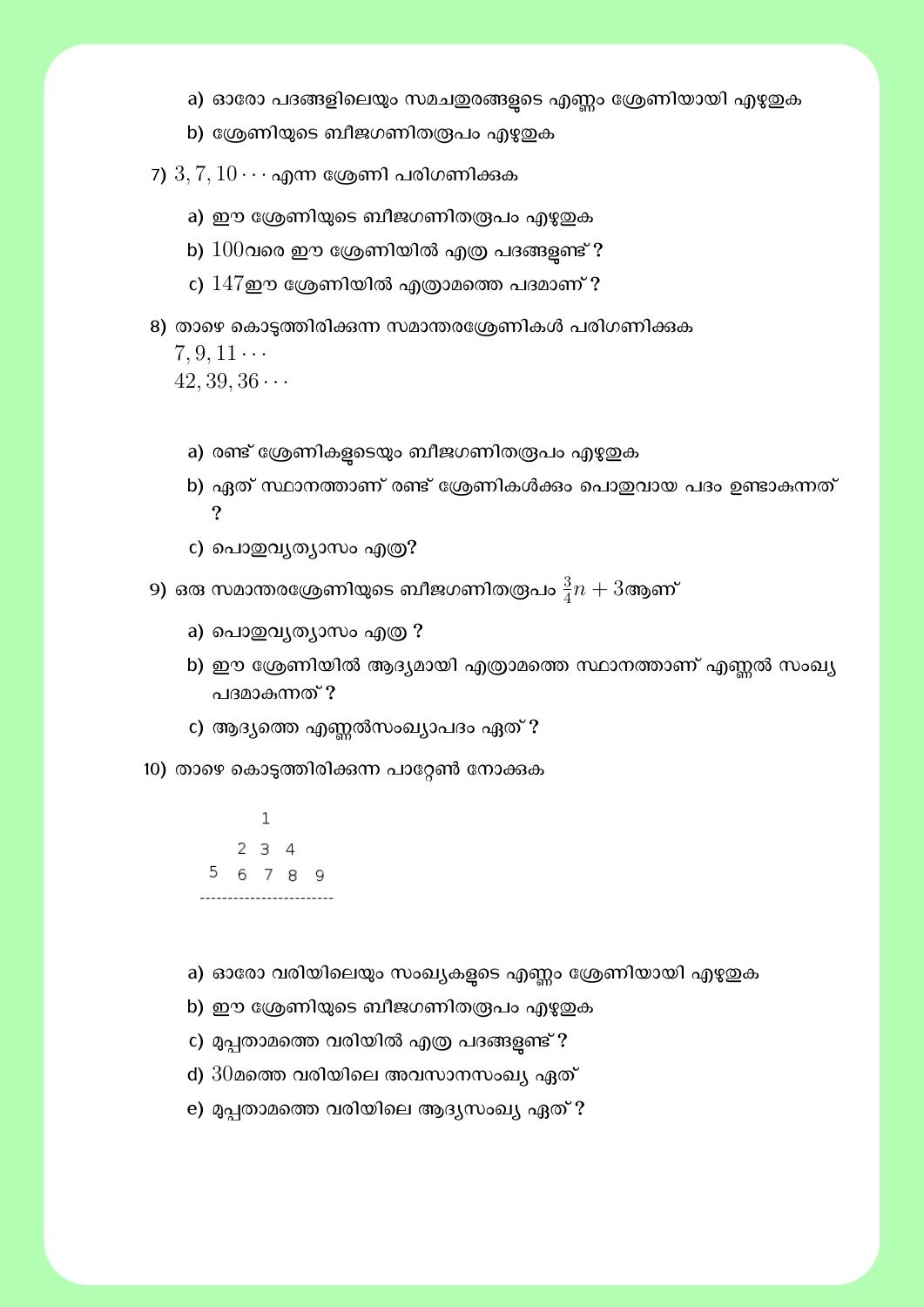a) ഓരോ പദങ്ങളിലെയും സമചതുരങ്ങളുടെ എണ്ണം ശ്രേണിയായി എഴുതുക

b) ശ്രേണിയുടെ ബീജഗണിതരൂപം എഴുതുക

7) $3, 7, 10 \cdots$ എന്ന ശ്രേണി പരിഗണിക്കുക

a) ഈ ശ്രേണിയുടെ ബീജഗണിതരൂപം എഴുതുക

b) $100$വരെ ഈ ശ്രേണിയിൽ എത്ര പദങ്ങളുണ്ട് ?

c) $147$ഈ ശ്രേണിയിൽ എത്രാമത്തെ പദമാണ് ?

8) താഴെ കൊടുത്തിരിക്കുന്ന സമാന്തരശ്രേണികൾ പരിഗണിക്കുക

$7, 9, 11 \cdots$

$42, 39, 36 \cdots$

a) രണ്ട് ശ്രേണികളുടെയും ബീജഗണിതരൂപം എഴുതുക

b) ഏത് സ്ഥാനത്താണ് രണ്ട് ശ്രേണികൾക്കും പൊതുവായ പദം ഉണ്ടാകുന്നത് ?

c) പൊതുവ്യത്യാസം എത്ര?

9) ഒരു സമാന്തരശ്രേണിയുടെ ബീജഗണിതരൂപം $\frac{3}{4}n + 3$ആണ്

a) പൊതുവ്യത്യാസം എത്ര ?

b) ഈ ശ്രേണിയിൽ ആദ്യമായി എത്രാമത്തെ സ്ഥാനത്താണ് എണ്ണൽ സംഖ്യ പദമാകുന്നത് ?

c) ആദ്യത്തെ എണ്ണൽസംഖ്യാപദം ഏത് ?

10) താഴെ കൊടുത്തിരിക്കുന്ന പാറ്റേൺ നോക്കുക

```
      1
    2 3 4
  5 6 7 8 9
-----------------------
```

a) ഓരോ വരിയിലെയും സംഖ്യകളുടെ എണ്ണം ശ്രേണിയായി എഴുതുക

b) ഈ ശ്രേണിയുടെ ബീജഗണിതരൂപം എഴുതുക

c) മുപ്പതാമത്തെ വരിയിൽ എത്ര പദങ്ങളുണ്ട് ?

d) $30$മത്തെ വരിയിലെ അവസാനസംഖ്യ ഏത്

e) മുപ്പതാമത്തെ വരിയിലെ ആദ്യസംഖ്യ ഏത് ?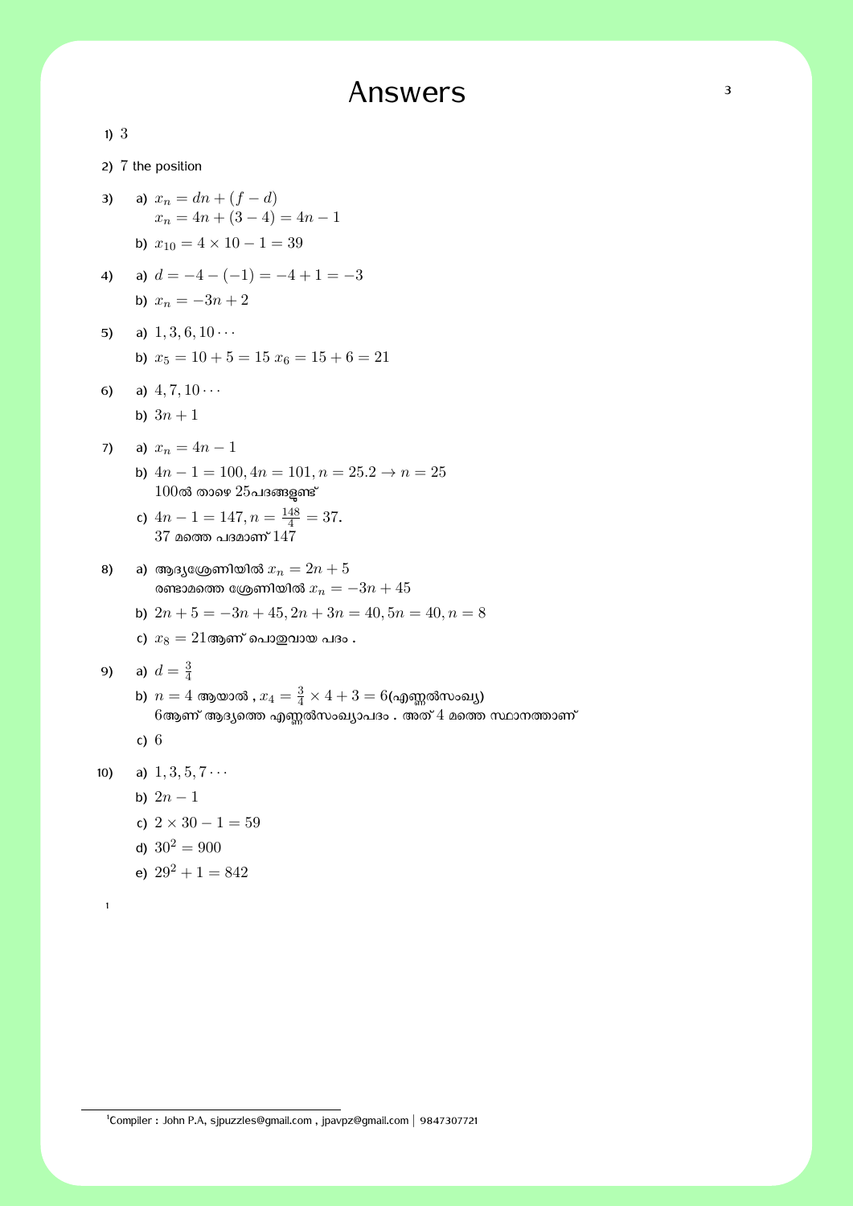# Answers

1) $3$

2) $7$ the position

3) a) $x_n = dn + (f - d)$
   $x_n = 4n + (3 - 4) = 4n - 1$

   b) $x_{10} = 4 \times 10 - 1 = 39$

4) a) $d = -4 - (-1) = -4 + 1 = -3$

   b) $x_n = -3n + 2$

5) a) $1, 3, 6, 10 \cdots$

   b) $x_5 = 10 + 5 = 15$ $x_6 = 15 + 6 = 21$

6) a) $4, 7, 10 \cdots$

   b) $3n + 1$

7) a) $x_n = 4n - 1$

   b) $4n - 1 = 100, 4n = 101, n = 25.2 \rightarrow n = 25$
   $100$ൽ താഴെ $25$പദങ്ങളുണ്ട്

   c) $4n - 1 = 147, n = \frac{148}{4} = 37.$
   $37$ മത്തെ പദമാണ് $147$

8) a) ആദ്യശ്രേണിയിൽ $x_n = 2n + 5$
   രണ്ടാമത്തെ ശ്രേണിയിൽ $x_n = -3n + 45$

   b) $2n + 5 = -3n + 45, 2n + 3n = 40, 5n = 40, n = 8$

   c) $x_8 = 21$ആണ് പൊതുവായ പദം .

9) a) $d = \frac{3}{4}$

   b) $n = 4$ ആയാൽ , $x_4 = \frac{3}{4} \times 4 + 3 = 6$(എണ്ണൽസംഖ്യ)
   $6$ആണ് ആദ്യത്തെ എണ്ണൽസംഖ്യാപദം . അത് $4$ മത്തെ സ്ഥാനത്താണ്

   c) $6$

10) a) $1, 3, 5, 7 \cdots$

   b) $2n - 1$

   c) $2 \times 30 - 1 = 59$

   d) $30^2 = 900$

   e) $29^2 + 1 = 842$

[1] Compiler : John P.A, sjpuzzles@gmail.com , jpavpz@gmail.com | 9847307721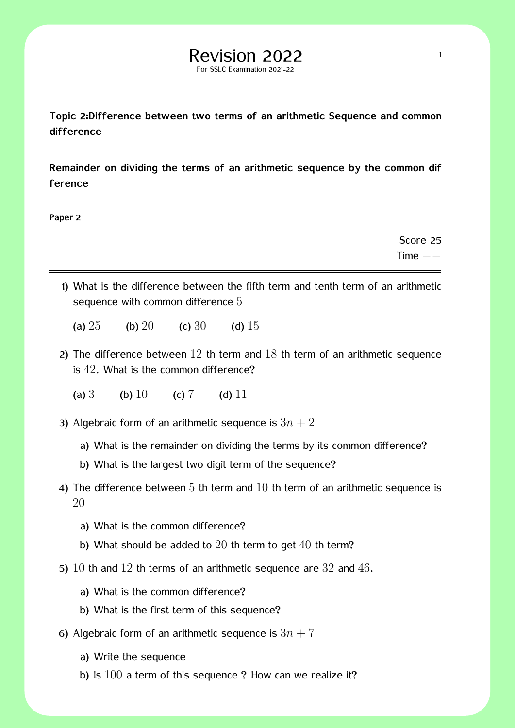# Revision 2022

For SSLC Examination 2021-22

**Topic 2:Difference between two terms of an arithmetic Sequence and common difference**

**Remainder on dividing the terms of an arithmetic sequence by the common difference**

**Paper 2**

Score 25

Time $--$

---

1) What is the difference between the fifth term and tenth term of an arithmetic sequence with common difference $5$

   (a) $25$ (b) $20$ (c) $30$ (d) $15$

2) The difference between $12$ th term and $18$ th term of an arithmetic sequence is $42$. What is the common difference?

   (a) $3$ (b) $10$ (c) $7$ (d) $11$

3) Algebraic form of an arithmetic sequence is $3n + 2$

   a) What is the remainder on dividing the terms by its common difference?

   b) What is the largest two digit term of the sequence?

4) The difference between $5$ th term and $10$ th term of an arithmetic sequence is $20$

   a) What is the common difference?

   b) What should be added to $20$ th term to get $40$ th term?

5) $10$ th and $12$ th terms of an arithmetic sequence are $32$ and $46$.

   a) What is the common difference?

   b) What is the first term of this sequence?

6) Algebraic form of an arithmetic sequence is $3n + 7$

   a) Write the sequence

   b) Is $100$ a term of this sequence ? How can we realize it?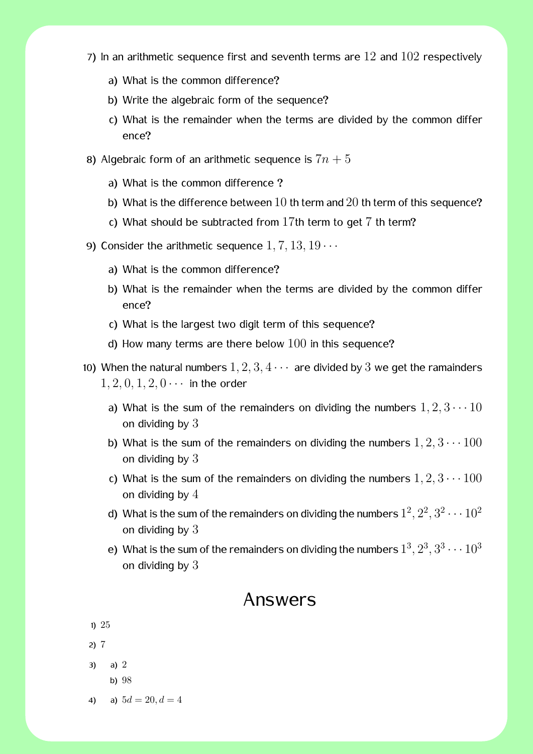7) In an arithmetic sequence first and seventh terms are $12$ and $102$ respectively

   a) What is the common difference?

   b) Write the algebraic form of the sequence?

   c) What is the remainder when the terms are divided by the common difference?

8) Algebraic form of an arithmetic sequence is $7n + 5$

   a) What is the common difference ?

   b) What is the difference between $10$ th term and $20$ th term of this sequence?

   c) What should be subtracted from $17$th term to get $7$ th term?

9) Consider the arithmetic sequence $1, 7, 13, 19 \cdots$

   a) What is the common difference?

   b) What is the remainder when the terms are divided by the common difference?

   c) What is the largest two digit term of this sequence?

   d) How many terms are there below $100$ in this sequence?

10) When the natural numbers $1, 2, 3, 4 \cdots$ are divided by $3$ we get the ramainders $1, 2, 0, 1, 2, 0 \cdots$ in the order

    a) What is the sum of the remainders on dividing the numbers $1, 2, 3 \cdots 10$ on dividing by $3$

    b) What is the sum of the remainders on dividing the numbers $1, 2, 3 \cdots 100$ on dividing by $3$

    c) What is the sum of the remainders on dividing the numbers $1, 2, 3 \cdots 100$ on dividing by $4$

    d) What is the sum of the remainders on dividing the numbers $1^2, 2^2, 3^2 \cdots 10^2$ on dividing by $3$

    e) What is the sum of the remainders on dividing the numbers $1^3, 2^3, 3^3 \cdots 10^3$ on dividing by $3$

# Answers

1) $25$

2) $7$

3) a) $2$

   b) $98$

4) a) $5d = 20, d = 4$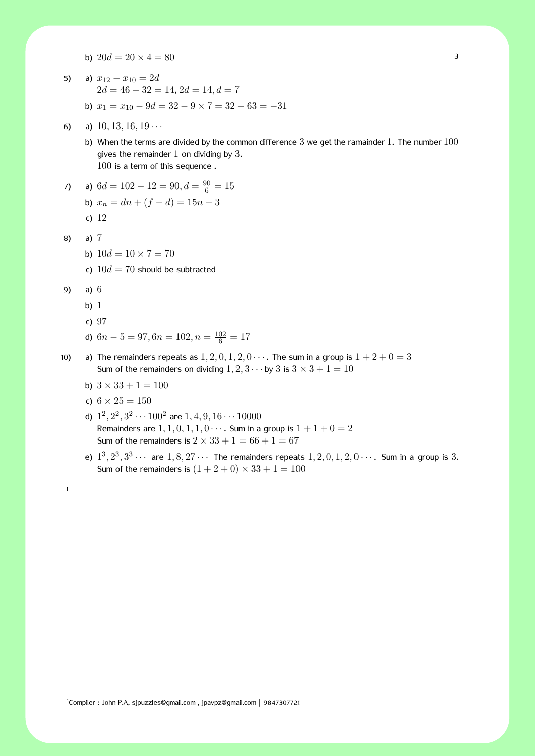b) $20d = 20 \times 4 = 80$

5) a) $x_{12} - x_{10} = 2d$
$2d = 46 - 32 = 14, 2d = 14, d = 7$

b) $x_1 = x_{10} - 9d = 32 - 9 \times 7 = 32 - 63 = -31$

6) a) $10, 13, 16, 19 \cdots$

b) When the terms are divided by the common difference $3$ we get the ramainder $1$. The number $100$ gives the remainder $1$ on dividing by $3$.
$100$ is a term of this sequence .

7) a) $6d = 102 - 12 = 90, d = \frac{90}{6} = 15$

b) $x_n = dn + (f - d) = 15n - 3$

c) $12$

8) a) $7$

b) $10d = 10 \times 7 = 70$

c) $10d = 70$ should be subtracted

9) a) $6$

b) $1$

c) $97$

d) $6n - 5 = 97, 6n = 102, n = \frac{102}{6} = 17$

10) a) The remainders repeats as $1, 2, 0, 1, 2, 0 \cdots$. The sum in a group is $1 + 2 + 0 = 3$
Sum of the remainders on dividing $1, 2, 3 \cdots$ by $3$ is $3 \times 3 + 1 = 10$

b) $3 \times 33 + 1 = 100$

c) $6 \times 25 = 150$

d) $1^2, 2^2, 3^2 \cdots 100^2$ are $1, 4, 9, 16 \cdots 10000$
Remainders are $1, 1, 0, 1, 1, 0 \cdots$. Sum in a group is $1 + 1 + 0 = 2$
Sum of the remainders is $2 \times 33 + 1 = 66 + 1 = 67$

e) $1^3, 2^3, 3^3 \cdots$ are $1, 8, 27 \cdots$ The remainders repeats $1, 2, 0, 1, 2, 0 \cdots$. Sum in a group is $3$.
Sum of the remainders is $(1 + 2 + 0) \times 33 + 1 = 100$

[1]

[1] Compiler : John P.A, sjpuzzles@gmail.com , jpavpz@gmail.com | 9847307721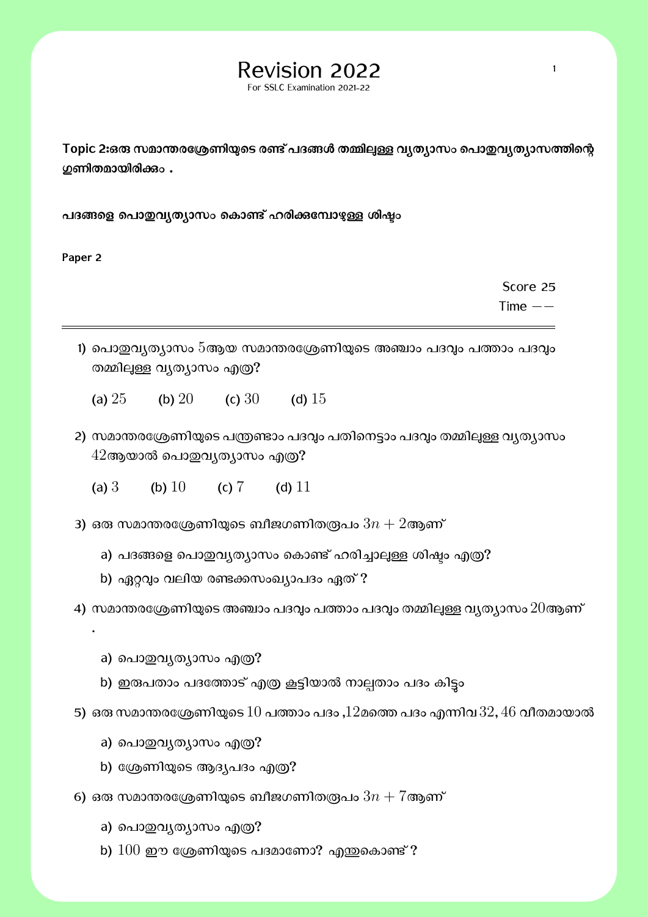# Revision 2022

For SSLC Examination 2021-22

**Topic 2:ഒരു സമാന്തരശ്രേണിയുടെ രണ്ട് പദങ്ങൾ തമ്മിലുള്ള വ്യത്യാസം പൊതുവ്യത്യാസത്തിന്റെ ഗുണിതമായിരിക്കും .**

**പദങ്ങളെ പൊതുവ്യത്യാസം കൊണ്ട് ഹരിക്കുമ്പോഴുള്ള ശിഷ്ടം**

**Paper 2**

Score 25

Time $--$

---

1) പൊതുവ്യത്യാസം $5$ആയ സമാന്തരശ്രേണിയുടെ അഞ്ചാം പദവും പത്താം പദവും തമ്മിലുള്ള വ്യത്യാസം എത്ര?

   (a) $25$ (b) $20$ (c) $30$ (d) $15$

2) സമാന്തരശ്രേണിയുടെ പന്ത്രണ്ടാം പദവും പതിനെട്ടാം പദവും തമ്മിലുള്ള വ്യത്യാസം $42$ആയാൽ പൊതുവ്യത്യാസം എത്ര?

   (a) $3$ (b) $10$ (c) $7$ (d) $11$

3) ഒരു സമാന്തരശ്രേണിയുടെ ബീജഗണിതരൂപം $3n + 2$ആണ്

   a) പദങ്ങളെ പൊതുവ്യത്യാസം കൊണ്ട് ഹരിച്ചാലുള്ള ശിഷ്ടം എത്ര?

   b) ഏറ്റവും വലിയ രണ്ടക്കസംഖ്യാപദം ഏത് ?

4) സമാന്തരശ്രേണിയുടെ അഞ്ചാം പദവും പത്താം പദവും തമ്മിലുള്ള വ്യത്യാസം $20$ആണ് .

   a) പൊതുവ്യത്യാസം എത്ര?

   b) ഇരുപതാം പദത്തോട് എത്ര കൂട്ടിയാൽ നാല്പതാം പദം കിട്ടും

5) ഒരു സമാന്തരശ്രേണിയുടെ $10$ പത്താം പദം ,$12$മത്തെ പദം എന്നിവ $32, 46$ വീതമായാൽ

   a) പൊതുവ്യത്യാസം എത്ര?

   b) ശ്രേണിയുടെ ആദ്യപദം എത്ര?

6) ഒരു സമാന്തരശ്രേണിയുടെ ബീജഗണിതരൂപം $3n + 7$ആണ്

   a) പൊതുവ്യത്യാസം എത്ര?

   b) $100$ ഈ ശ്രേണിയുടെ പദമാണോ? എന്തുകൊണ്ട് ?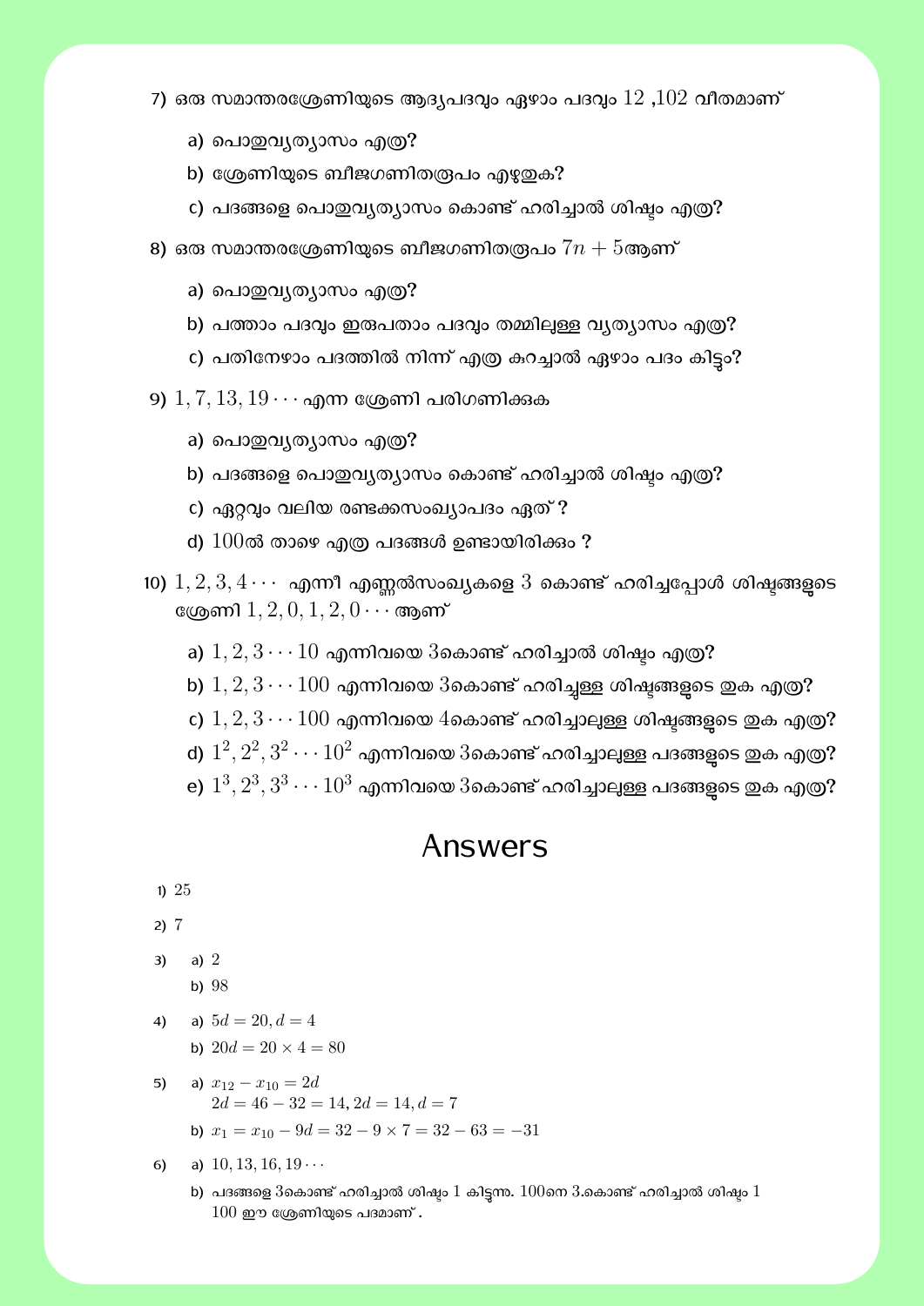7) ഒരു സമാന്തരശ്രേണിയുടെ ആദ്യപദവും ഏഴാം പദവും $12$ ,$102$ വീതമാണ്

   a) പൊതുവ്യത്യാസം എത്ര?
   b) ശ്രേണിയുടെ ബീജഗണിതരൂപം എഴുതുക?
   c) പദങ്ങളെ പൊതുവ്യത്യാസം കൊണ്ട് ഹരിച്ചാൽ ശിഷ്ടം എത്ര?

8) ഒരു സമാന്തരശ്രേണിയുടെ ബീജഗണിതരൂപം $7n + 5$ആണ്

   a) പൊതുവ്യത്യാസം എത്ര?
   b) പത്താം പദവും ഇരുപതാം പദവും തമ്മിലുള്ള വ്യത്യാസം എത്ര?
   c) പതിനേഴാം പദത്തിൽ നിന്ന് എത്ര കുറച്ചാൽ ഏഴാം പദം കിട്ടും?

9) $1, 7, 13, 19 \cdots$ എന്ന ശ്രേണി പരിഗണിക്കുക

   a) പൊതുവ്യത്യാസം എത്ര?
   b) പദങ്ങളെ പൊതുവ്യത്യാസം കൊണ്ട് ഹരിച്ചാൽ ശിഷ്ടം എത്ര?
   c) ഏറ്റവും വലിയ രണ്ടക്കസംഖ്യാപദം ഏത് ?
   d) $100$ൽ താഴെ എത്ര പദങ്ങൾ ഉണ്ടായിരിക്കും ?

10) $1, 2, 3, 4 \cdots$ എന്നീ എണ്ണൽസംഖ്യകളെ $3$ കൊണ്ട് ഹരിച്ചപ്പോൾ ശിഷ്ടങ്ങളുടെ ശ്രേണി $1, 2, 0, 1, 2, 0 \cdots$ ആണ്

   a) $1, 2, 3 \cdots 10$ എന്നിവയെ $3$കൊണ്ട് ഹരിച്ചാൽ ശിഷ്ടം എത്ര?
   b) $1, 2, 3 \cdots 100$ എന്നിവയെ $3$കൊണ്ട് ഹരിച്ചുള്ള ശിഷ്ടങ്ങളുടെ തുക എത്ര?
   c) $1, 2, 3 \cdots 100$ എന്നിവയെ $4$കൊണ്ട് ഹരിച്ചാലുള്ള ശിഷ്ടങ്ങളുടെ തുക എത്ര?
   d) $1^2, 2^2, 3^2 \cdots 10^2$ എന്നിവയെ $3$കൊണ്ട് ഹരിച്ചാലുള്ള പദങ്ങളുടെ തുക എത്ര?
   e) $1^3, 2^3, 3^3 \cdots 10^3$ എന്നിവയെ $3$കൊണ്ട് ഹരിച്ചാലുള്ള പദങ്ങളുടെ തുക എത്ര?

# Answers

1) $25$

2) $7$

3) a) $2$
   b) $98$

4) a) $5d = 20, d = 4$
   b) $20d = 20 \times 4 = 80$

5) a) $x_{12} - x_{10} = 2d$
   $2d = 46 - 32 = 14, 2d = 14, d = 7$
   b) $x_1 = x_{10} - 9d = 32 - 9 \times 7 = 32 - 63 = -31$

6) a) $10, 13, 16, 19 \cdots$
   b) പദങ്ങളെ $3$കൊണ്ട് ഹരിച്ചാൽ ശിഷ്ടം $1$ കിട്ടുന്നു. $100$നെ $3$.കൊണ്ട് ഹരിച്ചാൽ ശിഷ്ടം $1$
   $100$ ഈ ശ്രേണിയുടെ പദമാണ് .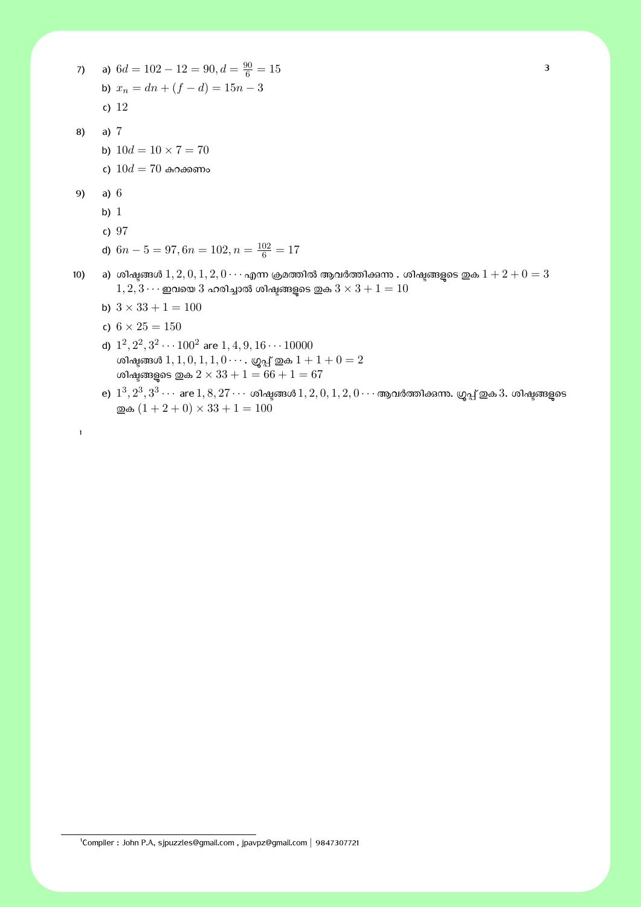7) a) $6d = 102 - 12 = 90, d = \frac{90}{6} = 15$

   b) $x_n = dn + (f - d) = 15n - 3$

   c) $12$

8) a) $7$

   b) $10d = 10 \times 7 = 70$

   c) $10d = 70$ കുറക്കണം

9) a) $6$

   b) $1$

   c) $97$

   d) $6n - 5 = 97, 6n = 102, n = \frac{102}{6} = 17$

10) a) ശിഷ്ടങ്ങൾ $1, 2, 0, 1, 2, 0 \cdots$ എന്ന ക്രമത്തിൽ ആവർത്തിക്കുന്നു . ശിഷ്ടങ്ങളുടെ തുക $1 + 2 + 0 = 3$
   $1, 2, 3 \cdots$ ഇവയെ $3$ ഹരിച്ചാൽ ശിഷ്ടങ്ങളുടെ തുക $3 \times 3 + 1 = 10$

   b) $3 \times 33 + 1 = 100$

   c) $6 \times 25 = 150$

   d) $1^2, 2^2, 3^2 \cdots 100^2$ are $1, 4, 9, 16 \cdots 10000$
   ശിഷ്ടങ്ങൾ $1, 1, 0, 1, 1, 0 \cdots$. ഗ്രൂപ്പ് തുക $1 + 1 + 0 = 2$
   ശിഷ്ടങ്ങളുടെ തുക $2 \times 33 + 1 = 66 + 1 = 67$

   e) $1^3, 2^3, 3^3 \cdots$ are $1, 8, 27 \cdots$ ശിഷ്ടങ്ങൾ $1, 2, 0, 1, 2, 0 \cdots$ ആവർത്തിക്കുന്നു. ഗ്രൂപ്പ് തുക $3$. ശിഷ്ടങ്ങളുടെ തുക $(1 + 2 + 0) \times 33 + 1 = 100$

[1] Compiler : John P.A, sjpuzzles@gmail.com , jpavpz@gmail.com | 9847307721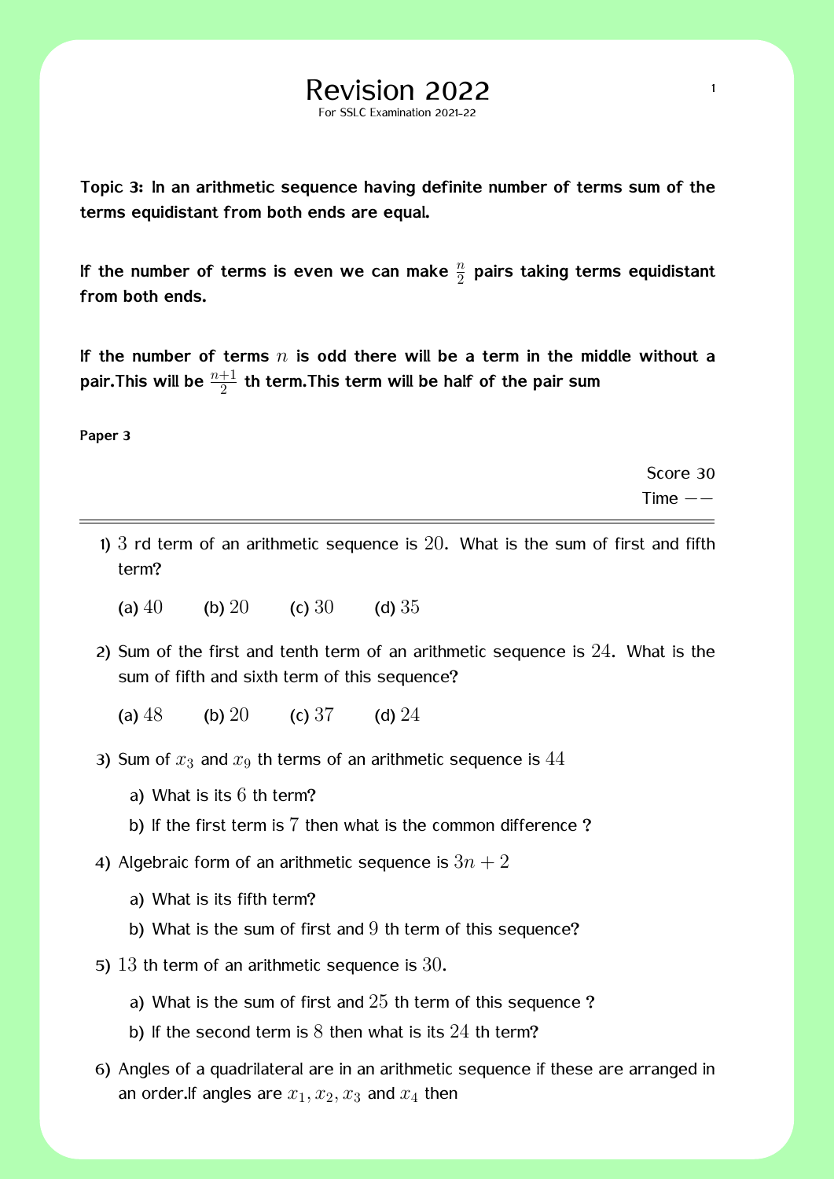# Revision 2022

For SSLC Examination 2021-22

**Topic 3: In an arithmetic sequence having definite number of terms sum of the terms equidistant from both ends are equal.**

**If the number of terms is even we can make $\frac{n}{2}$ pairs taking terms equidistant from both ends.**

**If the number of terms $n$ is odd there will be a term in the middle without a pair.This will be $\frac{n+1}{2}$ th term.This term will be half of the pair sum**

**Paper 3**

Score 30
Time $--$

---

1) $3$ rd term of an arithmetic sequence is $20$. What is the sum of first and fifth term?

   (a) $40$  (b) $20$  (c) $30$  (d) $35$

2) Sum of the first and tenth term of an arithmetic sequence is $24$. What is the sum of fifth and sixth term of this sequence?

   (a) $48$  (b) $20$  (c) $37$  (d) $24$

3) Sum of $x_3$ and $x_9$ th terms of an arithmetic sequence is $44$

   a) What is its $6$ th term?
   b) If the first term is $7$ then what is the common difference ?

4) Algebraic form of an arithmetic sequence is $3n + 2$

   a) What is its fifth term?
   b) What is the sum of first and $9$ th term of this sequence?

5) $13$ th term of an arithmetic sequence is $30$.

   a) What is the sum of first and $25$ th term of this sequence ?
   b) If the second term is $8$ then what is its $24$ th term?

6) Angles of a quadrilateral are in an arithmetic sequence if these are arranged in an order.If angles are $x_1, x_2, x_3$ and $x_4$ then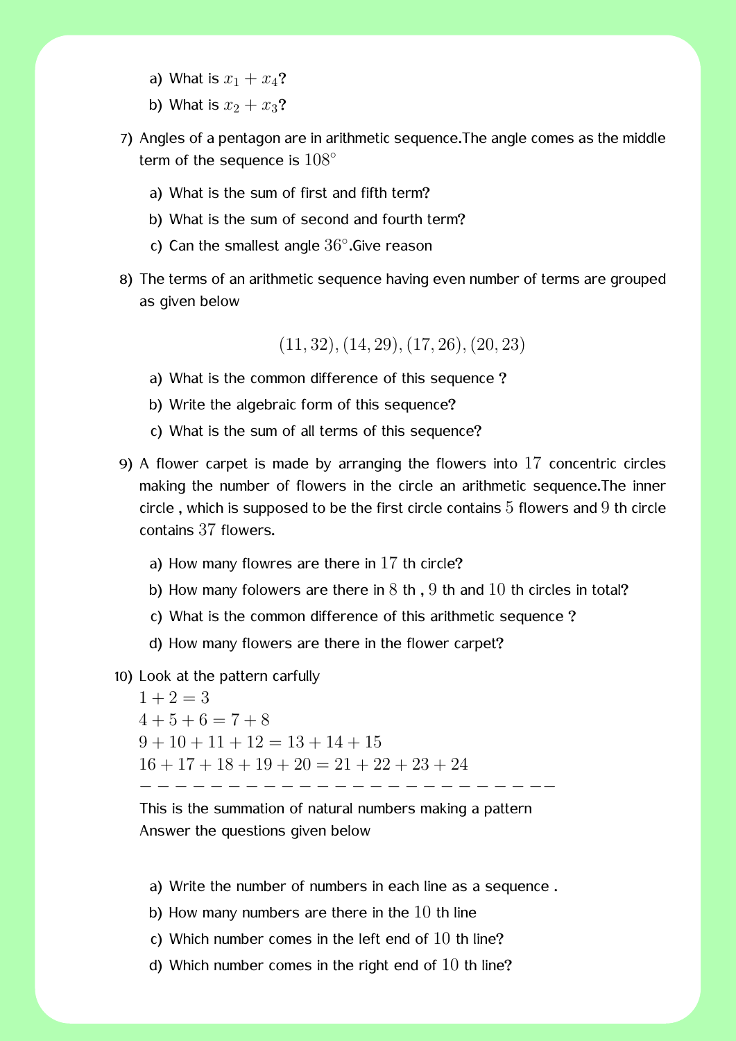a) What is $x_1 + x_4$?

b) What is $x_2 + x_3$?

7) Angles of a pentagon are in arithmetic sequence.The angle comes as the middle term of the sequence is $108^\circ$

   a) What is the sum of first and fifth term?

   b) What is the sum of second and fourth term?

   c) Can the smallest angle $36^\circ$.Give reason

8) The terms of an arithmetic sequence having even number of terms are grouped as given below

$$(11, 32), (14, 29), (17, 26), (20, 23)$$

   a) What is the common difference of this sequence ?

   b) Write the algebraic form of this sequence?

   c) What is the sum of all terms of this sequence?

9) A flower carpet is made by arranging the flowers into $17$ concentric circles making the number of flowers in the circle an arithmetic sequence.The inner circle , which is supposed to be the first circle contains $5$ flowers and $9$ th circle contains $37$ flowers.

   a) How many flowres are there in $17$ th circle?

   b) How many folowers are there in $8$ th , $9$ th and $10$ th circles in total?

   c) What is the common difference of this arithmetic sequence ?

   d) How many flowers are there in the flower carpet?

10) Look at the pattern carfully

$1 + 2 = 3$

$4 + 5 + 6 = 7 + 8$

$9 + 10 + 11 + 12 = 13 + 14 + 15$

$16 + 17 + 18 + 19 + 20 = 21 + 22 + 23 + 24$

$- - - - - - - - - - - - - - - - - - - - - - - - - -$

This is the summation of natural numbers making a pattern
Answer the questions given below

   a) Write the number of numbers in each line as a sequence .

   b) How many numbers are there in the $10$ th line

   c) Which number comes in the left end of $10$ th line?

   d) Which number comes in the right end of $10$ th line?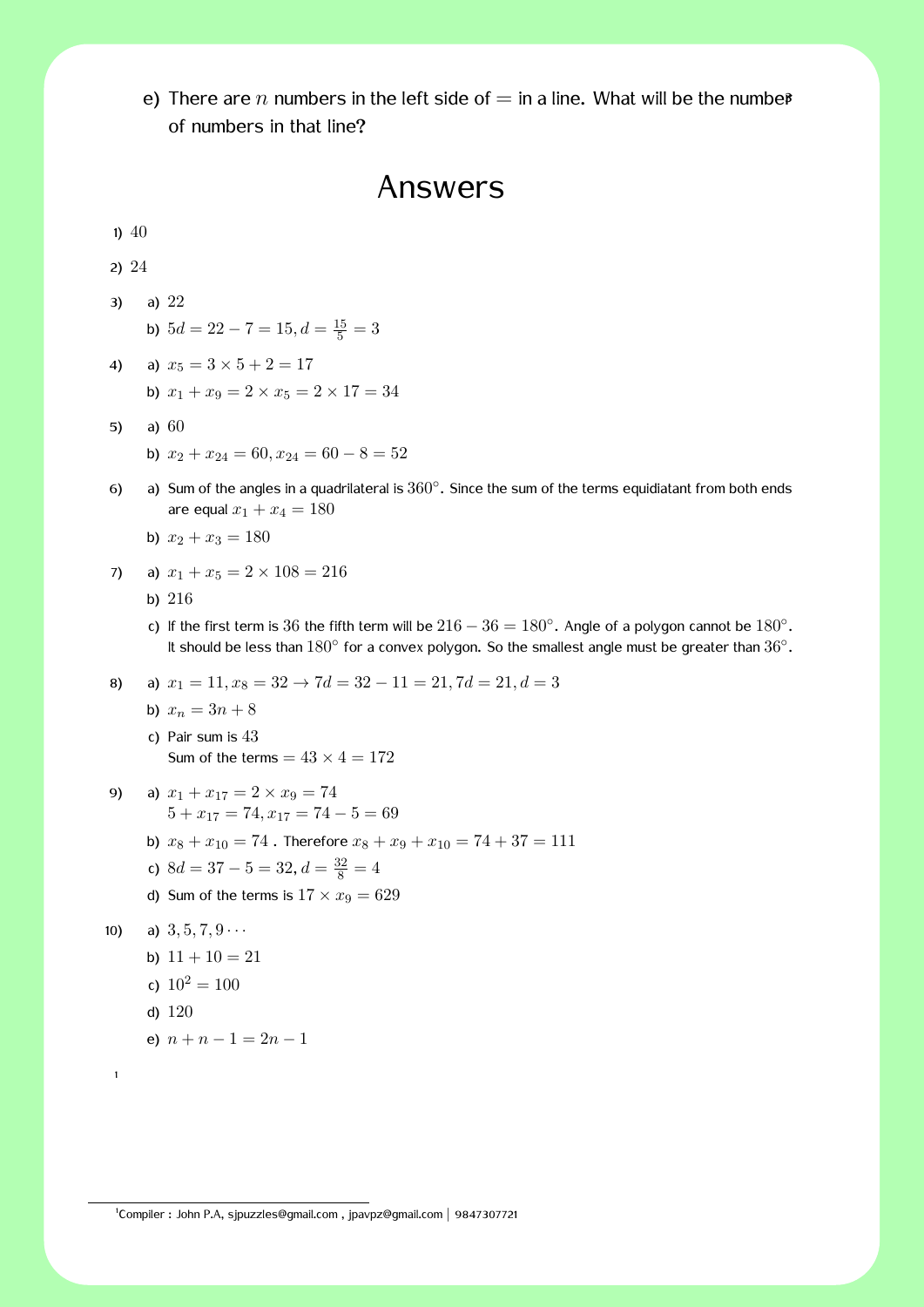e) There are $n$ numbers in the left side of $=$ in a line. What will be the number of numbers in that line?

# Answers

1) $40$

2) $24$

3)
   a) $22$
   b) $5d = 22 - 7 = 15, d = \frac{15}{5} = 3$

4)
   a) $x_5 = 3 \times 5 + 2 = 17$
   b) $x_1 + x_9 = 2 \times x_5 = 2 \times 17 = 34$

5)
   a) $60$
   b) $x_2 + x_{24} = 60, x_{24} = 60 - 8 = 52$

6)
   a) Sum of the angles in a quadrilateral is $360^\circ$. Since the sum of the terms equidiatant from both ends are equal $x_1 + x_4 = 180$
   b) $x_2 + x_3 = 180$

7)
   a) $x_1 + x_5 = 2 \times 108 = 216$
   b) $216$
   c) If the first term is $36$ the fifth term will be $216 - 36 = 180^\circ$. Angle of a polygon cannot be $180^\circ$. It should be less than $180^\circ$ for a convex polygon. So the smallest angle must be greater than $36^\circ$.

8)
   a) $x_1 = 11, x_8 = 32 \rightarrow 7d = 32 - 11 = 21, 7d = 21, d = 3$
   b) $x_n = 3n + 8$
   c) Pair sum is $43$
      Sum of the terms $= 43 \times 4 = 172$

9)
   a) $x_1 + x_{17} = 2 \times x_9 = 74$
      $5 + x_{17} = 74, x_{17} = 74 - 5 = 69$
   b) $x_8 + x_{10} = 74$ . Therefore $x_8 + x_9 + x_{10} = 74 + 37 = 111$
   c) $8d = 37 - 5 = 32, d = \frac{32}{8} = 4$
   d) Sum of the terms is $17 \times x_9 = 629$

10)
   a) $3, 5, 7, 9 \cdots$
   b) $11 + 10 = 21$
   c) $10^2 = 100$
   d) $120$
   e) $n + n - 1 = 2n - 1$

[1] Compiler : John P.A, sjpuzzles@gmail.com , jpavpz@gmail.com | 9847307721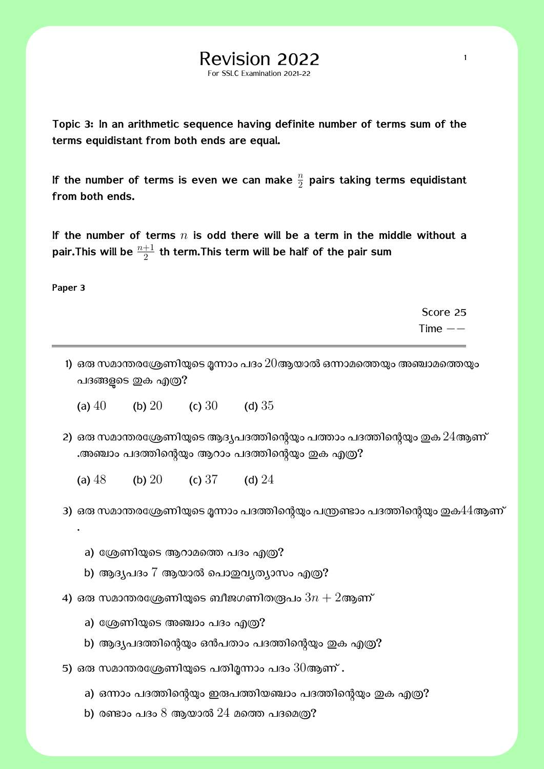# Revision 2022

For SSLC Examination 2021-22

**Topic 3: In an arithmetic sequence having definite number of terms sum of the terms equidistant from both ends are equal.**

**If the number of terms is even we can make $\frac{n}{2}$ pairs taking terms equidistant from both ends.**

**If the number of terms $n$ is odd there will be a term in the middle without a pair.This will be $\frac{n+1}{2}$ th term.This term will be half of the pair sum**

**Paper 3**

Score 25

Time $--$

---

1) ഒരു സമാന്തരശ്രേണിയുടെ മൂന്നാം പദം $20$ആയാൽ ഒന്നാമത്തെയും അഞ്ചാമത്തെയും പദങ്ങളുടെ തുക എത്ര?

   (a) $40$ (b) $20$ (c) $30$ (d) $35$

2) ഒരു സമാന്തരശ്രേണിയുടെ ആദ്യപദത്തിന്റെയും പത്താം പദത്തിന്റെയും തുക $24$ആണ് .അഞ്ചാം പദത്തിന്റെയും ആറാം പദത്തിന്റെയും തുക എത്ര?

   (a) $48$ (b) $20$ (c) $37$ (d) $24$

3) ഒരു സമാന്തരശ്രേണിയുടെ മൂന്നാം പദത്തിന്റെയും പന്ത്രണ്ടാം പദത്തിന്റെയും തുക$44$ആണ് .

   a) ശ്രേണിയുടെ ആറാമത്തെ പദം എത്ര?

   b) ആദ്യപദം $7$ ആയാൽ പൊതുവ്യത്യാസം എത്ര?

4) ഒരു സമാന്തരശ്രേണിയുടെ ബീജഗണിതരൂപം $3n + 2$ആണ്

   a) ശ്രേണിയുടെ അഞ്ചാം പദം എത്ര?

   b) ആദ്യപദത്തിന്റെയും ഒൻപതാം പദത്തിന്റെയും തുക എത്ര?

5) ഒരു സമാന്തരശ്രേണിയുടെ പതിമൂന്നാം പദം $30$ആണ് .

   a) ഒന്നാം പദത്തിന്റെയും ഇരുപത്തിയഞ്ചാം പദത്തിന്റെയും തുക എത്ര?

   b) രണ്ടാം പദം $8$ ആയാൽ $24$ മത്തെ പദമെത്ര?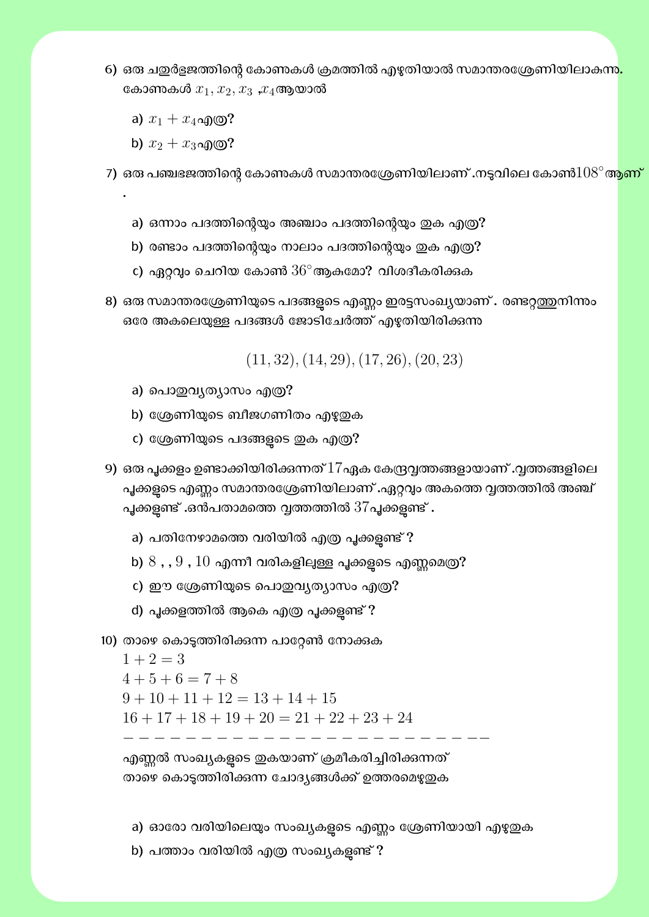6) ഒരു ചതുർഭുജത്തിന്റെ കോണുകൾ ക്രമത്തിൽ എഴുതിയാൽ സമാന്തരശ്രേണിയിലാകുന്നു. കോണുകൾ $x_1, x_2, x_3$ ,$x_4$ആയാൽ

   a) $x_1 + x_4$എത്ര?

   b) $x_2 + x_3$എത്ര?

7) ഒരു പഞ്ചഭുജത്തിന്റെ കോണുകൾ സമാന്തരശ്രേണിയിലാണ്.നടുവിലെ കോൺ$108^\circ$ ആണ് .

   a) ഒന്നാം പദത്തിന്റെയും അഞ്ചാം പദത്തിന്റെയും തുക എത്ര?

   b) രണ്ടാം പദത്തിന്റെയും നാലാം പദത്തിന്റെയും തുക എത്ര?

   c) ഏറ്റവും ചെറിയ കോൺ $36^\circ$ആകുമോ? വിശദീകരിക്കുക

8) ഒരു സമാന്തരശ്രേണിയുടെ പദങ്ങളുടെ എണ്ണം ഇരട്ടസംഖ്യയാണ്. രണ്ടറ്റത്തുനിന്നും ഒരേ അകലെയുള്ള പദങ്ങൾ ജോടിചേർത്ത് എഴുതിയിരിക്കുന്നു

$$(11, 32), (14, 29), (17, 26), (20, 23)$$

   a) പൊതുവ്യത്യാസം എത്ര?

   b) ശ്രേണിയുടെ ബീജഗണിതം എഴുതുക

   c) ശ്രേണിയുടെ പദങ്ങളുടെ തുക എത്ര?

9) ഒരു പൂക്കളം ഉണ്ടാക്കിയിരിക്കുന്നത് $17$ഏക കേന്ദ്രവൃത്തങ്ങളായാണ്.വൃത്തങ്ങളിലെ പൂക്കളുടെ എണ്ണം സമാന്തരശ്രേണിയിലാണ്.ഏറ്റവും അകത്തെ വൃത്തത്തിൽ അഞ്ച് പൂക്കളുണ്ട്.ഒൻപതാമത്തെ വൃത്തത്തിൽ $37$പൂക്കളുണ്ട്.

   a) പതിനേഴാമത്തെ വരിയിൽ എത്ര പൂക്കളുണ്ട്?

   b) $8$ , , $9$ , $10$ എന്നീ വരികളിലുള്ള പൂക്കളുടെ എണ്ണമെത്ര?

   c) ഈ ശ്രേണിയുടെ പൊതുവ്യത്യാസം എത്ര?

   d) പൂക്കളത്തിൽ ആകെ എത്ര പൂക്കളുണ്ട്?

10) താഴെ കൊടുത്തിരിക്കുന്ന പാറ്റേൺ നോക്കുക

$1 + 2 = 3$

$4 + 5 + 6 = 7 + 8$

$9 + 10 + 11 + 12 = 13 + 14 + 15$

$16 + 17 + 18 + 19 + 20 = 21 + 22 + 23 + 24$

− − − − − − − − − − − − − − − − − − − − − − − − − − −

എണ്ണൽ സംഖ്യകളുടെ തുകയാണ് ക്രമീകരിച്ചിരിക്കുന്നത്
താഴെ കൊടുത്തിരിക്കുന്ന ചോദ്യങ്ങൾക്ക് ഉത്തരമെഴുതുക

   a) ഓരോ വരിയിലെയും സംഖ്യകളുടെ എണ്ണം ശ്രേണിയായി എഴുതുക

   b) പത്താം വരിയിൽ എത്ര സംഖ്യകളുണ്ട്?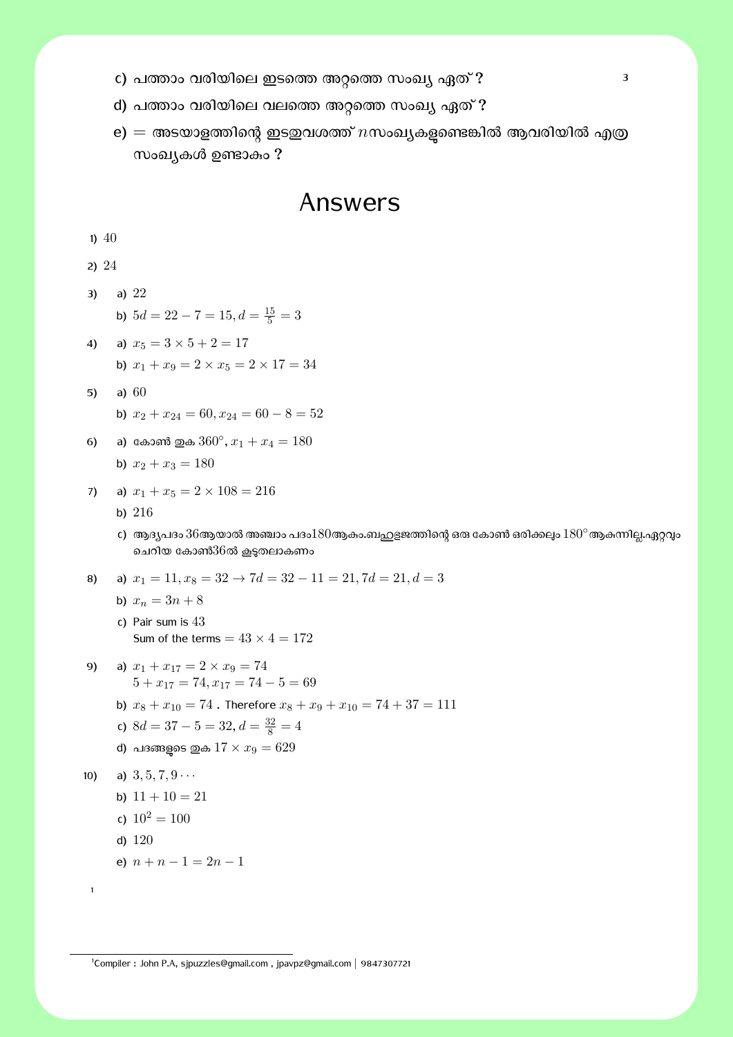c) പത്താം വരിയിലെ ഇടത്തെ അറ്റത്തെ സംഖ്യ ഏത്? 3

d) പത്താം വരിയിലെ വലത്തെ അറ്റത്തെ സംഖ്യ ഏത്?

e) = അടയാളത്തിന്റെ ഇടതുവശത്ത് $n$ സംഖ്യകളുണ്ടെങ്കിൽ ആവരിയിൽ എത്ര സംഖ്യകൾ ഉണ്ടാകും?

# Answers

1) $40$

2) $24$

3)
   a) $22$
   b) $5d = 22 - 7 = 15, d = \frac{15}{5} = 3$

4)
   a) $x_5 = 3 \times 5 + 2 = 17$
   b) $x_1 + x_9 = 2 \times x_5 = 2 \times 17 = 34$

5)
   a) $60$
   b) $x_2 + x_{24} = 60, x_{24} = 60 - 8 = 52$

6)
   a) കോൺ തുക $360^\circ$, $x_1 + x_4 = 180$
   b) $x_2 + x_3 = 180$

7)
   a) $x_1 + x_5 = 2 \times 108 = 216$
   b) $216$
   c) ആദ്യപദം $36$ ആയാൽ അഞ്ചാം പദം $180$ ആകും.ബഹുഭുജത്തിന്റെ ഒരു കോൺ ഒരിക്കലും $180^\circ$ ആകുന്നില്ല.ഏറ്റവും ചെറിയ കോൺ $36$ ൽ കൂടുതലാകണം

8)
   a) $x_1 = 11, x_8 = 32 \rightarrow 7d = 32 - 11 = 21, 7d = 21, d = 3$
   b) $x_n = 3n + 8$
   c) Pair sum is $43$
      Sum of the terms $= 43 \times 4 = 172$

9)
   a) $x_1 + x_{17} = 2 \times x_9 = 74$
      $5 + x_{17} = 74, x_{17} = 74 - 5 = 69$
   b) $x_8 + x_{10} = 74$ . Therefore $x_8 + x_9 + x_{10} = 74 + 37 = 111$
   c) $8d = 37 - 5 = 32, d = \frac{32}{8} = 4$
   d) പദങ്ങളുടെ തുക $17 \times x_9 = 629$

10)
   a) $3, 5, 7, 9 \cdots$
   b) $11 + 10 = 21$
   c) $10^2 = 100$
   d) $120$
   e) $n + n - 1 = 2n - 1$

[1]

[1] Compiler : John P.A, sjpuzzles@gmail.com , jpavpz@gmail.com | 9847307721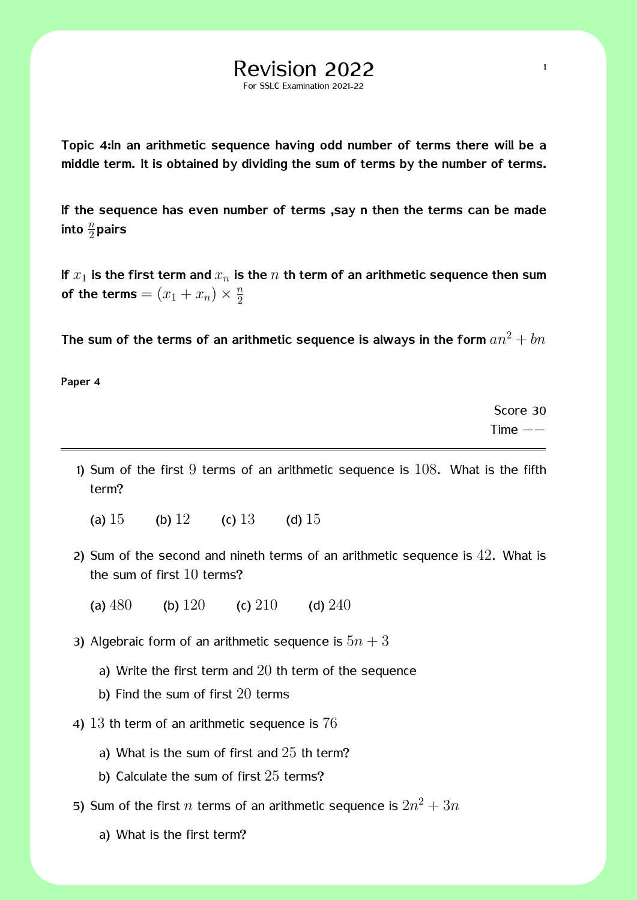# Revision 2022

For SSLC Examination 2021-22

**Topic 4:In an arithmetic sequence having odd number of terms there will be a middle term. It is obtained by dividing the sum of terms by the number of terms.**

**If the sequence has even number of terms ,say n then the terms can be made into $\frac{n}{2}$pairs**

**If $x_1$ is the first term and $x_n$ is the $n$ th term of an arithmetic sequence then sum of the terms $= (x_1 + x_n) \times \frac{n}{2}$**

**The sum of the terms of an arithmetic sequence is always in the form $an^2 + bn$**

**Paper 4**

Score 30
Time $--$

---

1) Sum of the first $9$ terms of an arithmetic sequence is $108$. What is the fifth term?

   (a) $15$ (b) $12$ (c) $13$ (d) $15$

2) Sum of the second and nineth terms of an arithmetic sequence is $42$. What is the sum of first $10$ terms?

   (a) $480$ (b) $120$ (c) $210$ (d) $240$

3) Algebraic form of an arithmetic sequence is $5n + 3$

   a) Write the first term and $20$ th term of the sequence

   b) Find the sum of first $20$ terms

4) $13$ th term of an arithmetic sequence is $76$

   a) What is the sum of first and $25$ th term?

   b) Calculate the sum of first $25$ terms?

5) Sum of the first $n$ terms of an arithmetic sequence is $2n^2 + 3n$

   a) What is the first term?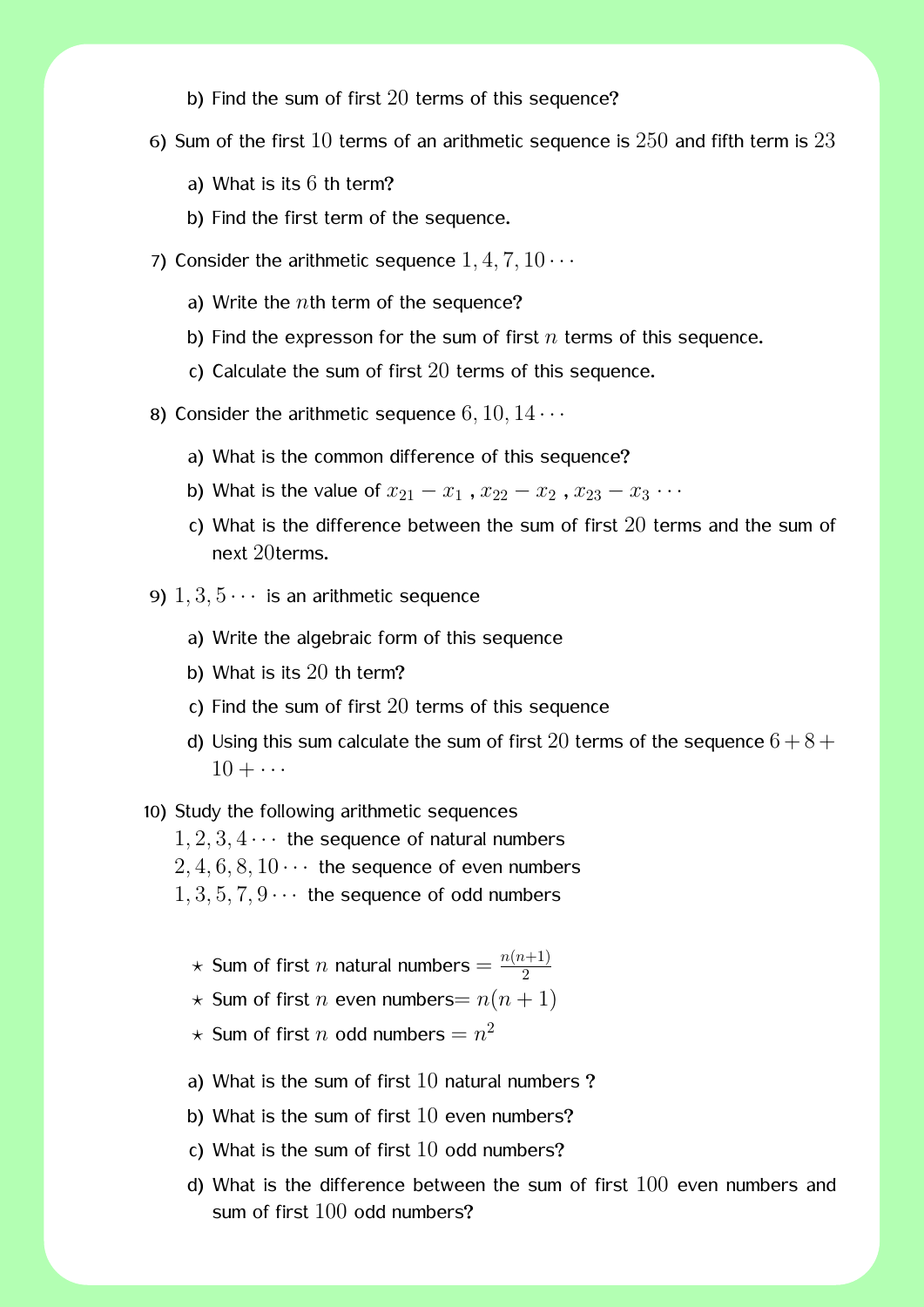b) Find the sum of first $20$ terms of this sequence?

6) Sum of the first $10$ terms of an arithmetic sequence is $250$ and fifth term is $23$

   a) What is its $6$ th term?

   b) Find the first term of the sequence.

7) Consider the arithmetic sequence $1, 4, 7, 10 \cdots$

   a) Write the $n$th term of the sequence?

   b) Find the expresson for the sum of first $n$ terms of this sequence.

   c) Calculate the sum of first $20$ terms of this sequence.

8) Consider the arithmetic sequence $6, 10, 14 \cdots$

   a) What is the common difference of this sequence?

   b) What is the value of $x_{21} - x_1$ , $x_{22} - x_2$ , $x_{23} - x_3 \cdots$

   c) What is the difference between the sum of first $20$ terms and the sum of next $20$terms.

9) $1, 3, 5 \cdots$ is an arithmetic sequence

   a) Write the algebraic form of this sequence

   b) What is its $20$ th term?

   c) Find the sum of first $20$ terms of this sequence

   d) Using this sum calculate the sum of first $20$ terms of the sequence $6 + 8 + 10 + \cdots$

10) Study the following arithmetic sequences

   $1, 2, 3, 4 \cdots$ the sequence of natural numbers

   $2, 4, 6, 8, 10 \cdots$ the sequence of even numbers

   $1, 3, 5, 7, 9 \cdots$ the sequence of odd numbers

   - ⋆ Sum of first $n$ natural numbers $= \frac{n(n+1)}{2}$
   - ⋆ Sum of first $n$ even numbers$= n(n+1)$
   - ⋆ Sum of first $n$ odd numbers $= n^2$

   a) What is the sum of first $10$ natural numbers ?

   b) What is the sum of first $10$ even numbers?

   c) What is the sum of first $10$ odd numbers?

   d) What is the difference between the sum of first $100$ even numbers and sum of first $100$ odd numbers?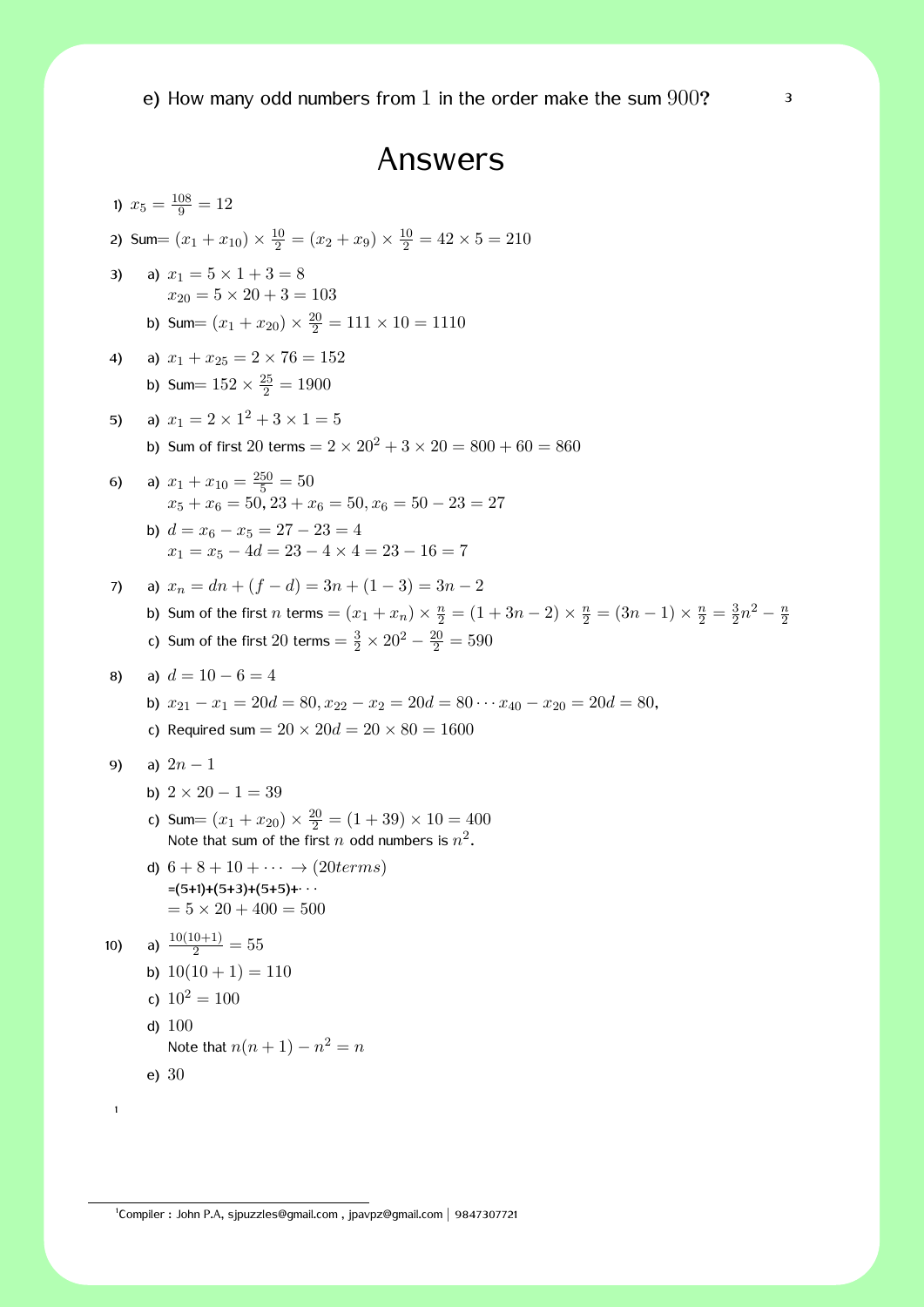e) How many odd numbers from $1$ in the order make the sum $900$?

# Answers

1) $x_5 = \frac{108}{9} = 12$

2) Sum$= (x_1 + x_{10}) \times \frac{10}{2} = (x_2 + x_9) \times \frac{10}{2} = 42 \times 5 = 210$

3) 
   a) $x_1 = 5 \times 1 + 3 = 8$
      $x_{20} = 5 \times 20 + 3 = 103$
   b) Sum$= (x_1 + x_{20}) \times \frac{20}{2} = 111 \times 10 = 1110$

4) 
   a) $x_1 + x_{25} = 2 \times 76 = 152$
   b) Sum$= 152 \times \frac{25}{2} = 1900$

5) 
   a) $x_1 = 2 \times 1^2 + 3 \times 1 = 5$
   b) Sum of first $20$ terms $= 2 \times 20^2 + 3 \times 20 = 800 + 60 = 860$

6) 
   a) $x_1 + x_{10} = \frac{250}{5} = 50$
      $x_5 + x_6 = 50, 23 + x_6 = 50, x_6 = 50 - 23 = 27$
   b) $d = x_6 - x_5 = 27 - 23 = 4$
      $x_1 = x_5 - 4d = 23 - 4 \times 4 = 23 - 16 = 7$

7) 
   a) $x_n = dn + (f - d) = 3n + (1 - 3) = 3n - 2$
   b) Sum of the first $n$ terms $= (x_1 + x_n) \times \frac{n}{2} = (1 + 3n - 2) \times \frac{n}{2} = (3n - 1) \times \frac{n}{2} = \frac{3}{2}n^2 - \frac{n}{2}$
   c) Sum of the first $20$ terms $= \frac{3}{2} \times 20^2 - \frac{20}{2} = 590$

8) 
   a) $d = 10 - 6 = 4$
   b) $x_{21} - x_1 = 20d = 80, x_{22} - x_2 = 20d = 80 \cdots x_{40} - x_{20} = 20d = 80,$
   c) Required sum $= 20 \times 20d = 20 \times 80 = 1600$

9) 
   a) $2n - 1$
   b) $2 \times 20 - 1 = 39$
   c) Sum$= (x_1 + x_{20}) \times \frac{20}{2} = (1 + 39) \times 10 = 400$
      Note that sum of the first $n$ odd numbers is $n^2$.
   d) $6 + 8 + 10 + \cdots \rightarrow (20 terms)$
      =(5+1)+(5+3)+(5+5)+$\cdots$
      $= 5 \times 20 + 400 = 500$

10) 
   a) $\frac{10(10+1)}{2} = 55$
   b) $10(10 + 1) = 110$
   c) $10^2 = 100$
   d) $100$
      Note that $n(n + 1) - n^2 = n$
   e) $30$

[1] Compiler : John P.A, sjpuzzles@gmail.com , jpavpz@gmail.com | 9847307721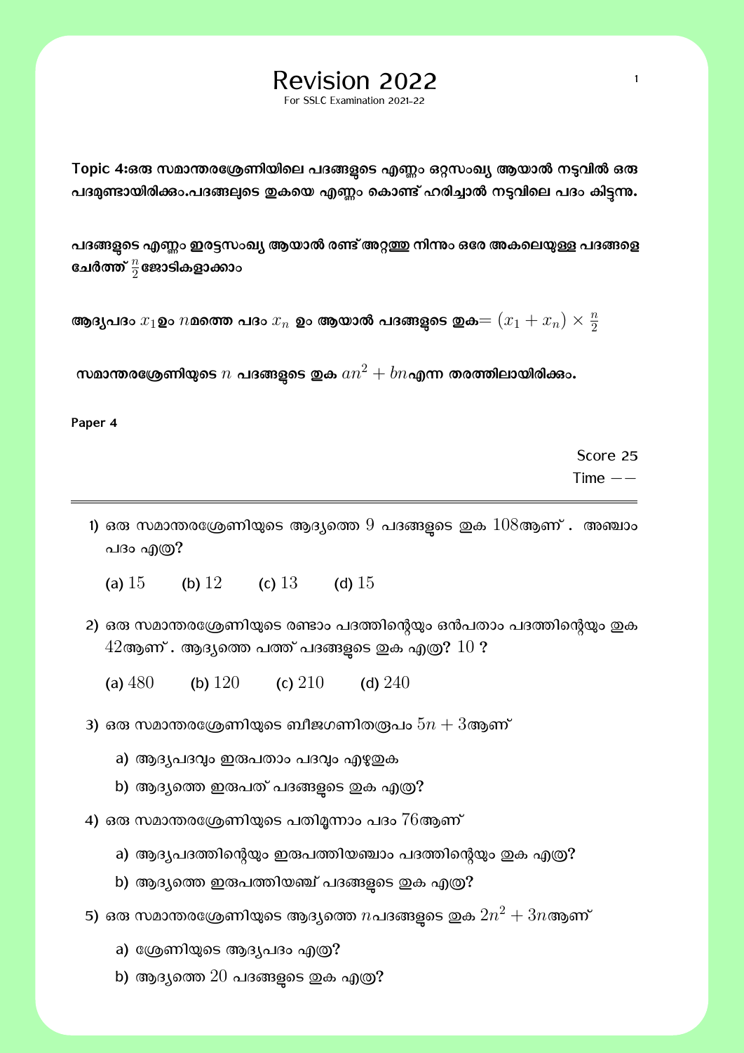# Revision 2022

For SSLC Examination 2021-22

**Topic 4:ഒരു സമാന്തരശ്രേണിയിലെ പദങ്ങളുടെ എണ്ണം ഒറ്റസംഖ്യ ആയാൽ നടുവിൽ ഒരു പദമുണ്ടായിരിക്കും.പദങ്ങലുടെ തുകയെ എണ്ണം കൊണ്ട് ഹരിച്ചാൽ നടുവിലെ പദം കിട്ടുന്നു.**

**പദങ്ങളുടെ എണ്ണം ഇരട്ടസംഖ്യ ആയാൽ രണ്ട് അറ്റത്തു നിന്നും ഒരേ അകലെയുള്ള പദങ്ങളെ ചേർത്ത് $\frac{n}{2}$ ജോടികളാക്കാം**

**ആദ്യപദം $x_1$ഉം $n$മത്തെ പദം $x_n$ ഉം ആയാൽ പദങ്ങളുടെ തുക$= (x_1 + x_n) \times \frac{n}{2}$**

**സമാന്തരശ്രേണിയുടെ $n$ പദങ്ങളുടെ തുക $an^2 + bn$എന്ന തരത്തിലായിരിക്കും.**

**Paper 4**

Score 25
Time −−

---

1) ഒരു സമാന്തരശ്രേണിയുടെ ആദ്യത്തെ $9$ പദങ്ങളുടെ തുക $108$ആണ് . അഞ്ചാം പദം എത്ര?

   (a) $15$ (b) $12$ (c) $13$ (d) $15$

2) ഒരു സമാന്തരശ്രേണിയുടെ രണ്ടാം പദത്തിന്റെയും ഒൻപതാം പദത്തിന്റെയും തുക $42$ആണ് . ആദ്യത്തെ പത്ത് പദങ്ങളുടെ തുക എത്ര? $10$ ?

   (a) $480$ (b) $120$ (c) $210$ (d) $240$

3) ഒരു സമാന്തരശ്രേണിയുടെ ബീജഗണിതരൂപം $5n + 3$ആണ്

   a) ആദ്യപദവും ഇരുപതാം പദവും എഴുതുക

   b) ആദ്യത്തെ ഇരുപത് പദങ്ങളുടെ തുക എത്ര?

4) ഒരു സമാന്തരശ്രേണിയുടെ പതിമൂന്നാം പദം $76$ആണ്

   a) ആദ്യപദത്തിന്റെയും ഇരുപത്തിയഞ്ചാം പദത്തിന്റെയും തുക എത്ര?

   b) ആദ്യത്തെ ഇരുപത്തിയഞ്ച് പദങ്ങളുടെ തുക എത്ര?

5) ഒരു സമാന്തരശ്രേണിയുടെ ആദ്യത്തെ $n$പദങ്ങളുടെ തുക $2n^2 + 3n$ആണ്

   a) ശ്രേണിയുടെ ആദ്യപദം എത്ര?

   b) ആദ്യത്തെ $20$ പദങ്ങളുടെ തുക എത്ര?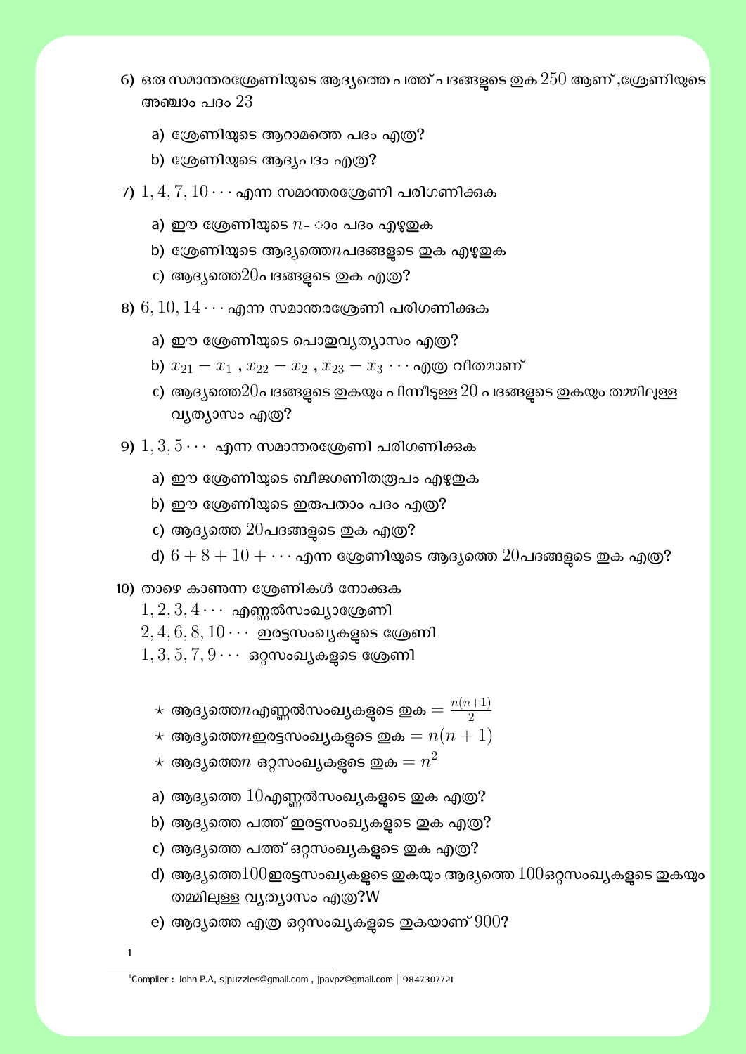6) ഒരു സമാന്തരശ്രേണിയുടെ ആദ്യത്തെ പത്ത് പദങ്ങളുടെ തുക $250$ ആണ് ,ശ്രേണിയുടെ അഞ്ചാം പദം $23$

   a) ശ്രേണിയുടെ ആറാമത്തെ പദം എത്ര?
   b) ശ്രേണിയുടെ ആദ്യപദം എത്ര?

7) $1, 4, 7, 10 \cdots$ എന്ന സമാന്തരശ്രേണി പരിഗണിക്കുക

   a) ഈ ശ്രേണിയുടെ $n$- ാം പദം എഴുതുക
   b) ശ്രേണിയുടെ ആദ്യത്തെ$n$പദങ്ങളുടെ തുക എഴുതുക
   c) ആദ്യത്തെ$20$പദങ്ങളുടെ തുക എത്ര?

8) $6, 10, 14 \cdots$ എന്ന സമാന്തരശ്രേണി പരിഗണിക്കുക

   a) ഈ ശ്രേണിയുടെ പൊതുവ്യത്യാസം എത്ര?
   b) $x_{21} - x_1$ , $x_{22} - x_2$ , $x_{23} - x_3 \cdots$ എത്ര വീതമാണ്
   c) ആദ്യത്തെ$20$പദങ്ങളുടെ തുകയും പിന്നീടുള്ള $20$ പദങ്ങളുടെ തുകയും തമ്മിലുള്ള വ്യത്യാസം എത്ര?

9) $1, 3, 5 \cdots$ എന്ന സമാന്തരശ്രേണി പരിഗണിക്കുക

   a) ഈ ശ്രേണിയുടെ ബീജഗണിതരൂപം എഴുതുക
   b) ഈ ശ്രേണിയുടെ ഇരുപതാം പദം എത്ര?
   c) ആദ്യത്തെ $20$പദങ്ങളുടെ തുക എത്ര?
   d) $6 + 8 + 10 + \cdots$ എന്ന ശ്രേണിയുടെ ആദ്യത്തെ $20$പദങ്ങളുടെ തുക എത്ര?

10) താഴെ കാണുന്ന ശ്രേണികൾ നോക്കുക

   $1, 2, 3, 4 \cdots$ എണ്ണൽസംഖ്യാശ്രേണി
   $2, 4, 6, 8, 10 \cdots$ ഇരട്ടസംഖ്യകളുടെ ശ്രേണി
   $1, 3, 5, 7, 9 \cdots$ ഒറ്റസംഖ്യകളുടെ ശ്രേണി

   - ⋆ ആദ്യത്തെ$n$എണ്ണൽസംഖ്യകളുടെ തുക $= \frac{n(n+1)}{2}$
   - ⋆ ആദ്യത്തെ$n$ഇരട്ടസംഖ്യകളുടെ തുക $= n(n + 1)$
   - ⋆ ആദ്യത്തെ$n$ ഒറ്റസംഖ്യകളുടെ തുക $= n^2$

   a) ആദ്യത്തെ $10$എണ്ണൽസംഖ്യകളുടെ തുക എത്ര?
   b) ആദ്യത്തെ പത്ത് ഇരട്ടസംഖ്യകളുടെ തുക എത്ര?
   c) ആദ്യത്തെ പത്ത് ഒറ്റസംഖ്യകളുടെ തുക എത്ര?
   d) ആദ്യത്തെ$100$ഇരട്ടസംഖ്യകളുടെ തുകയും ആദ്യത്തെ $100$ഒറ്റസംഖ്യകളുടെ തുകയും തമ്മിലുള്ള വ്യത്യാസം എത്ര?W
   e) ആദ്യത്തെ എത്ര ഒറ്റസംഖ്യകളുടെ തുകയാണ് $900$?

[1] Compiler : John P.A, sjpuzzles@gmail.com , jpavpz@gmail.com | 9847307721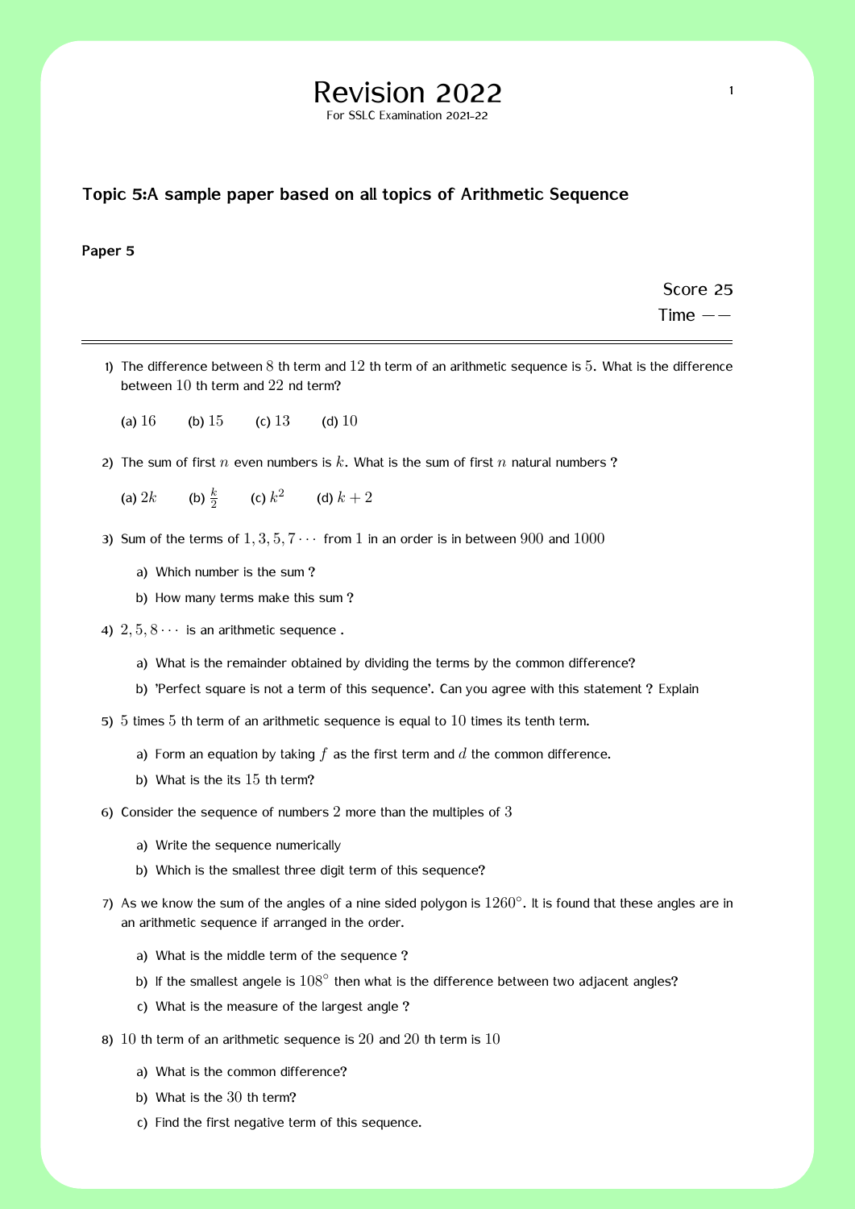# Revision 2022

For SSLC Examination 2021-22

## Topic 5:A sample paper based on all topics of Arithmetic Sequence

**Paper 5**

Score 25

Time $--$

---

1) The difference between $8$ th term and $12$ th term of an arithmetic sequence is $5$. What is the difference between $10$ th term and $22$ nd term?

   (a) $16$ (b) $15$ (c) $13$ (d) $10$

2) The sum of first $n$ even numbers is $k$. What is the sum of first $n$ natural numbers ?

   (a) $2k$ (b) $\frac{k}{2}$ (c) $k^2$ (d) $k+2$

3) Sum of the terms of $1, 3, 5, 7 \cdots$ from $1$ in an order is in between $900$ and $1000$
   - a) Which number is the sum ?
   - b) How many terms make this sum ?

4) $2, 5, 8 \cdots$ is an arithmetic sequence .
   - a) What is the remainder obtained by dividing the terms by the common difference?
   - b) 'Perfect square is not a term of this sequence'. Can you agree with this statement ? Explain

5) $5$ times $5$ th term of an arithmetic sequence is equal to $10$ times its tenth term.
   - a) Form an equation by taking $f$ as the first term and $d$ the common difference.
   - b) What is the its $15$ th term?

6) Consider the sequence of numbers $2$ more than the multiples of $3$
   - a) Write the sequence numerically
   - b) Which is the smallest three digit term of this sequence?

7) As we know the sum of the angles of a nine sided polygon is $1260^\circ$. It is found that these angles are in an arithmetic sequence if arranged in the order.
   - a) What is the middle term of the sequence ?
   - b) If the smallest angele is $108^\circ$ then what is the difference between two adjacent angles?
   - c) What is the measure of the largest angle ?

8) $10$ th term of an arithmetic sequence is $20$ and $20$ th term is $10$
   - a) What is the common difference?
   - b) What is the $30$ th term?
   - c) Find the first negative term of this sequence.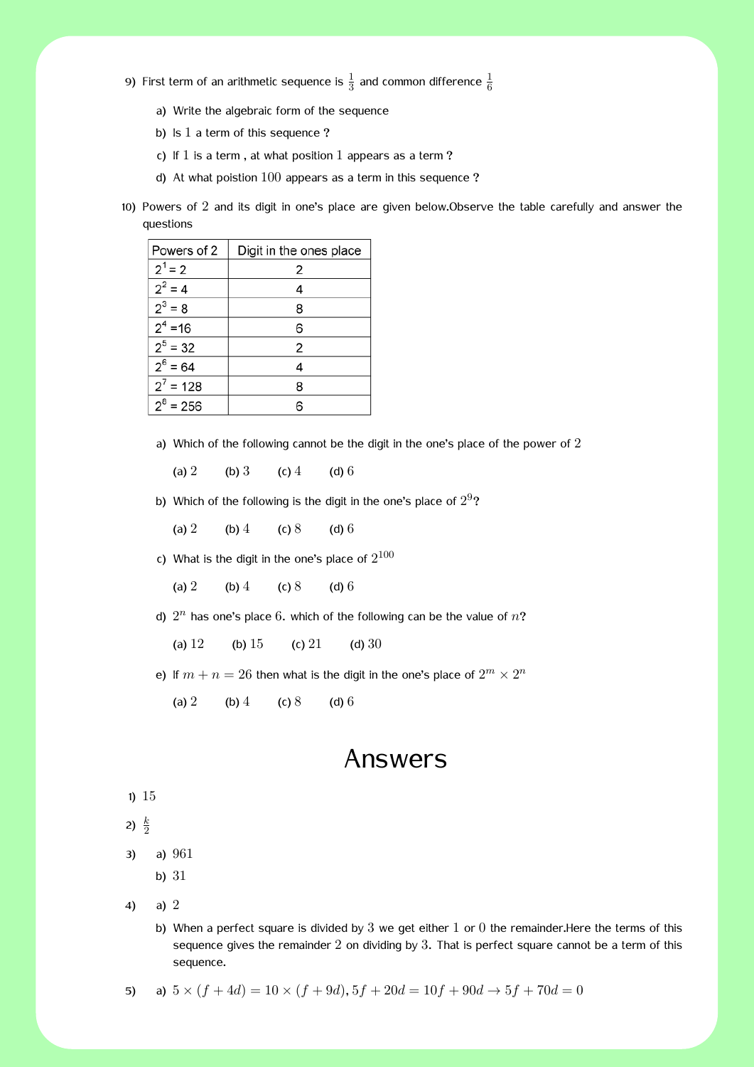9) First term of an arithmetic sequence is $\frac{1}{3}$ and common difference $\frac{1}{6}$

   a) Write the algebraic form of the sequence

   b) Is $1$ a term of this sequence ?

   c) If $1$ is a term , at what position $1$ appears as a term ?

   d) At what poistion $100$ appears as a term in this sequence ?

10) Powers of $2$ and its digit in one's place are given below.Observe the table carefully and answer the questions

| Powers of 2 | Digit in the ones place |
|---|---|
| $2^1 = 2$ | 2 |
| $2^2 = 4$ | 4 |
| $2^3 = 8$ | 8 |
| $2^4 = 16$ | 6 |
| $2^5 = 32$ | 2 |
| $2^6 = 64$ | 4 |
| $2^7 = 128$ | 8 |
| $2^8 = 256$ | 6 |

   a) Which of the following cannot be the digit in the one's place of the power of $2$

      (a) $2$ (b) $3$ (c) $4$ (d) $6$

   b) Which of the following is the digit in the one's place of $2^9$?

      (a) $2$ (b) $4$ (c) $8$ (d) $6$

   c) What is the digit in the one's place of $2^{100}$

      (a) $2$ (b) $4$ (c) $8$ (d) $6$

   d) $2^n$ has one's place $6$. which of the following can be the value of $n$?

      (a) $12$ (b) $15$ (c) $21$ (d) $30$

   e) If $m + n = 26$ then what is the digit in the one's place of $2^m \times 2^n$

      (a) $2$ (b) $4$ (c) $8$ (d) $6$

# Answers

1) $15$

2) $\frac{k}{2}$

3) a) $961$

   b) $31$

4) a) $2$

   b) When a perfect square is divided by $3$ we get either $1$ or $0$ the remainder.Here the terms of this sequence gives the remainder $2$ on dividing by $3$. That is perfect square cannot be a term of this sequence.

5) a) $5 \times (f + 4d) = 10 \times (f + 9d), 5f + 20d = 10f + 90d \rightarrow 5f + 70d = 0$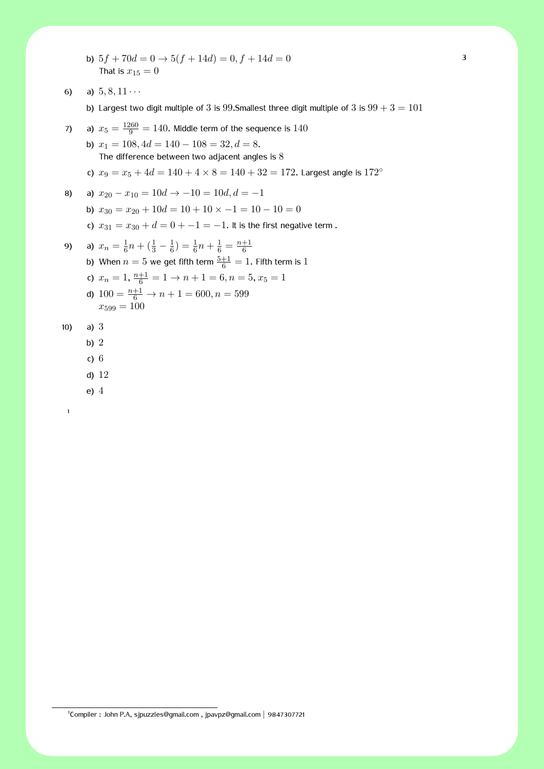b) $5f + 70d = 0 \rightarrow 5(f + 14d) = 0, f + 14d = 0$
   That is $x_{15} = 0$

6) a) $5, 8, 11 \cdots$

   b) Largest two digit multiple of $3$ is $99$.Smallest three digit multiple of $3$ is $99 + 3 = 101$

7) a) $x_5 = \frac{1260}{9} = 140$. Middle term of the sequence is $140$

   b) $x_1 = 108, 4d = 140 - 108 = 32, d = 8$.
   The difference between two adjacent angles is $8$

   c) $x_9 = x_5 + 4d = 140 + 4 \times 8 = 140 + 32 = 172$. Largest angle is $172^\circ$

8) a) $x_{20} - x_{10} = 10d \rightarrow -10 = 10d, d = -1$

   b) $x_{30} = x_{20} + 10d = 10 + 10 \times -1 = 10 - 10 = 0$

   c) $x_{31} = x_{30} + d = 0 + -1 = -1$. It is the first negative term .

9) a) $x_n = \frac{1}{6}n + (\frac{1}{3} - \frac{1}{6}) = \frac{1}{6}n + \frac{1}{6} = \frac{n+1}{6}$

   b) When $n = 5$ we get fifth term $\frac{5+1}{6} = 1$. Fifth term is $1$

   c) $x_n = 1, \frac{n+1}{6} = 1 \rightarrow n + 1 = 6, n = 5, x_5 = 1$

   d) $100 = \frac{n+1}{6} \rightarrow n + 1 = 600, n = 599$
   $x_{599} = 100$

10) a) $3$

   b) $2$

   c) $6$

   d) $12$

   e) $4$

[1]Compiler : John P.A, sjpuzzles@gmail.com , jpavpz@gmail.com | 9847307721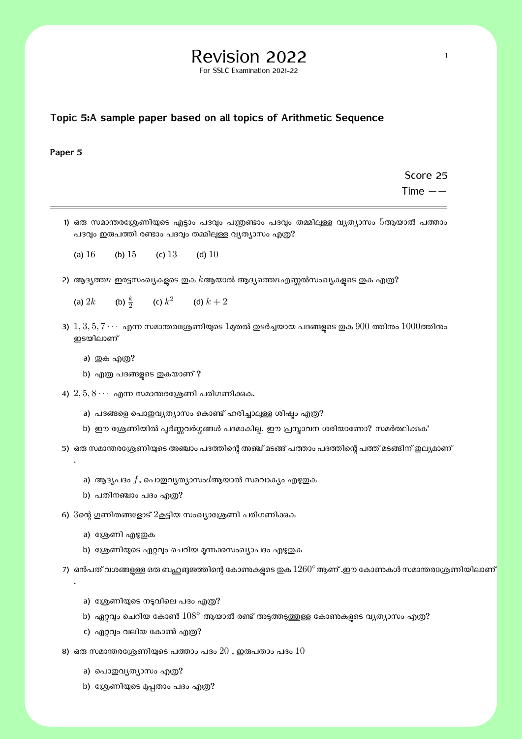# Revision 2022

For SSLC Examination 2021-22

## Topic 5:A sample paper based on all topics of Arithmetic Sequence

**Paper 5**

Score 25

Time $--$

---

1) ഒരു സമാന്തരശ്രേണിയുടെ എട്ടാം പദവും പന്ത്രണ്ടാം പദവും തമ്മിലുള്ള വ്യത്യാസം $5$ആയാൽ പത്താം പദവും ഇരുപത്തി രണ്ടാം പദവും തമ്മിലുള്ള വ്യത്യാസം എത്ര?

   (a) $16$ (b) $15$ (c) $13$ (d) $10$

2) ആദ്യത്ത$n$ ഇരട്ടസംഖ്യകളുടെ തുക $k$ആയാൽ ആദ്യത്തെ$n$എണ്ണൽസംഖ്യകളുടെ തുക എത്ര?

   (a) $2k$ (b) $\frac{k}{2}$ (c) $k^2$ (d) $k+2$

3) $1, 3, 5, 7 \cdots$ എന്ന സമാന്തരശ്രേണിയുടെ $1$മുതൽ തുടർച്ചയായ പദങ്ങളുടെ തുക $900$ ത്തിനും $1000$ത്തിനും ഇടയിലാണ്

   a) തുക എത്ര?
   
   b) എത്ര പദങ്ങളുടെ തുകയാണ് ?

4) $2, 5, 8 \cdots$ എന്ന സമാന്തരശ്രേണി പരിഗണിക്കുക.

   a) പദങ്ങളെ പൊതുവ്യത്യാസം കൊണ്ട് ഹരിച്ചാലുള്ള ശിഷ്ടം എത്ര?
   
   b) ഈ ശ്രേണിയിൽ പൂർണ്ണവർഗ്ഗങ്ങൾ പദമാകില്ല. ഈ പ്രസ്താവന ശരിയാണോ? സമർത്ഥിക്കുക'

5) ഒരു സമാന്തരശ്രേണിയുടെ അഞ്ചാം പദത്തിന്റെ അഞ്ച് മടങ്ങ് പത്താം പദത്തിന്റെ പത്ത് മടങ്ങിന് തുല്യമാണ് .

   a) ആദ്യപദം $f$, പൊതുവ്യത്യാസം$d$ആയാൽ സമവാക്യം എഴുതുക
   
   b) പതിനഞ്ചാം പദം എത്ര?

6) $3$ന്റെ ഗുണിതങ്ങളോട് $2$കൂട്ടിയ സംഖ്യാശ്രേണി പരിഗണിക്കുക

   a) ശ്രേണി എഴുതുക
   
   b) ശ്രേണിയുടെ ഏറ്റവും ചെറിയ മൂന്നക്കസംഖ്യാപദം എഴുതുക

7) ഒൻപത് വശങ്ങളുള്ള ഒരു ബഹുഭുജത്തിന്റെ കോണുകളുടെ തുക $1260^\circ$ ആണ് .ഈ കോണുകൾ സമാന്തരശ്രേണിയിലാണ് .

   a) ശ്രേണിയുടെ നടുവിലെ പദം എത്ര?
   
   b) ഏറ്റവും ചെറിയ കോൺ $108^\circ$ ആയാൽ രണ്ട് അടുത്തടുത്തുള്ള കോണുകളുടെ വ്യത്യാസം എത്ര?
   
   c) ഏറ്റവും വലിയ കോൺ എത്ര?

8) ഒരു സമാന്തരശ്രേണിയുടെ പത്താം പദം $20$ , ഇരുപതാം പദം $10$

   a) പൊതുവ്യത്യാസം എത്ര?
   
   b) ശ്രേണിയുടെ മുപ്പതാം പദം എത്ര?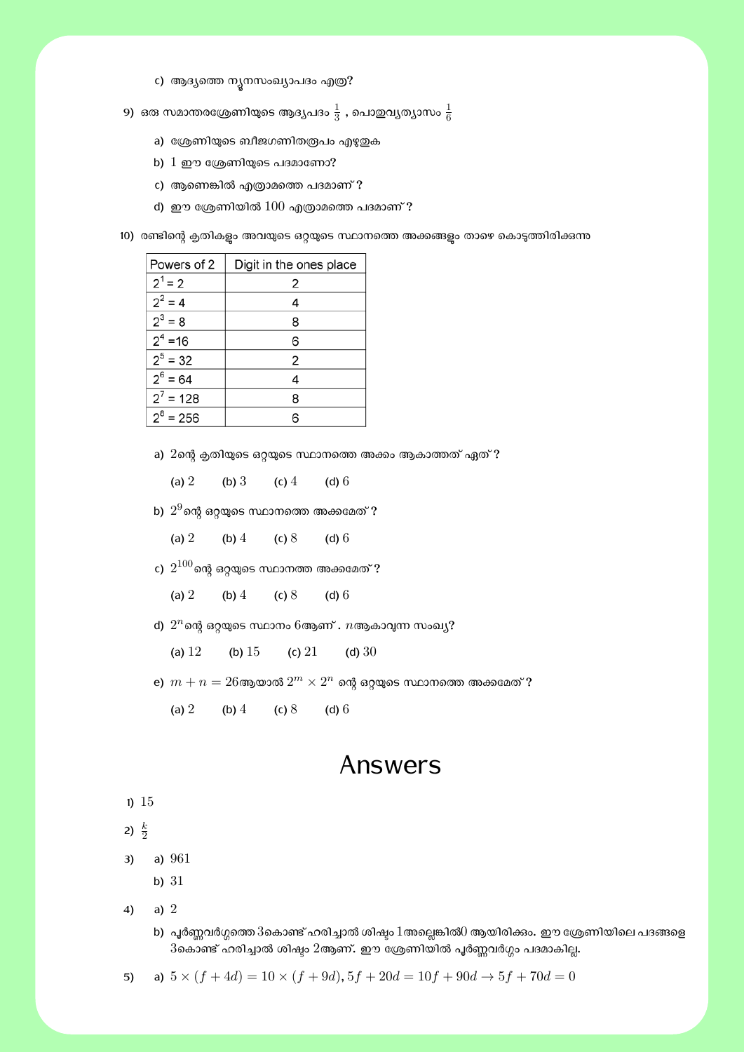c) ആദ്യത്തെ ന്യൂനസംഖ്യാപദം എത്ര?

9) ഒരു സമാന്തരശ്രേണിയുടെ ആദ്യപദം $\frac{1}{3}$ , പൊതുവ്യത്യാസം $\frac{1}{6}$

a) ശ്രേണിയുടെ ബീജഗണിതരൂപം എഴുതുക

b) $1$ ഈ ശ്രേണിയുടെ പദമാണോ?

c) ആണെങ്കിൽ എത്രാമത്തെ പദമാണ് ?

d) ഈ ശ്രേണിയിൽ $100$ എത്രാമത്തെ പദമാണ് ?

10) രണ്ടിന്റെ കൃതികളും അവയുടെ ഒറ്റയുടെ സ്ഥാനത്തെ അക്കങ്ങളും താഴെ കൊടുത്തിരിക്കുന്നു

| Powers of 2 | Digit in the ones place |
|---|---|
| $2^1 = 2$ | 2 |
| $2^2 = 4$ | 4 |
| $2^3 = 8$ | 8 |
| $2^4 = 16$ | 6 |
| $2^5 = 32$ | 2 |
| $2^6 = 64$ | 4 |
| $2^7 = 128$ | 8 |
| $2^8 = 256$ | 6 |

a) $2$ന്റെ കൃതിയുടെ ഒറ്റയുടെ സ്ഥാനത്തെ അക്കം ആകാത്തത് ഏത് ?

(a) $2$ (b) $3$ (c) $4$ (d) $6$

b) $2^9$ന്റെ ഒറ്റയുടെ സ്ഥാനത്തെ അക്കമേത് ?

(a) $2$ (b) $4$ (c) $8$ (d) $6$

c) $2^{100}$ന്റെ ഒറ്റയുടെ സ്ഥാനത്ത അക്കമേത് ?

(a) $2$ (b) $4$ (c) $8$ (d) $6$

d) $2^n$ന്റെ ഒറ്റയുടെ സ്ഥാനം $6$ആണ് . $n$ആകാവുന്ന സംഖ്യ?

(a) $12$ (b) $15$ (c) $21$ (d) $30$

e) $m + n = 26$ആയാൽ $2^m \times 2^n$ ന്റെ ഒറ്റയുടെ സ്ഥാനത്തെ അക്കമേത് ?

(a) $2$ (b) $4$ (c) $8$ (d) $6$

# Answers

1) $15$

2) $\frac{k}{2}$

3) a) $961$

   b) $31$

4) a) $2$

   b) പൂർണ്ണവർഗ്ഗത്തെ $3$കൊണ്ട് ഹരിച്ചാൽ ശിഷ്ടം $1$അല്ലെങ്കിൽ$0$ ആയിരിക്കും. ഈ ശ്രേണിയിലെ പദങ്ങളെ $3$കൊണ്ട് ഹരിച്ചാൽ ശിഷ്ടം $2$ആണ്. ഈ ശ്രേണിയിൽ പൂർണ്ണവർഗ്ഗം പദമാകില്ല.

5) a) $5 \times (f + 4d) = 10 \times (f + 9d), 5f + 20d = 10f + 90d \rightarrow 5f + 70d = 0$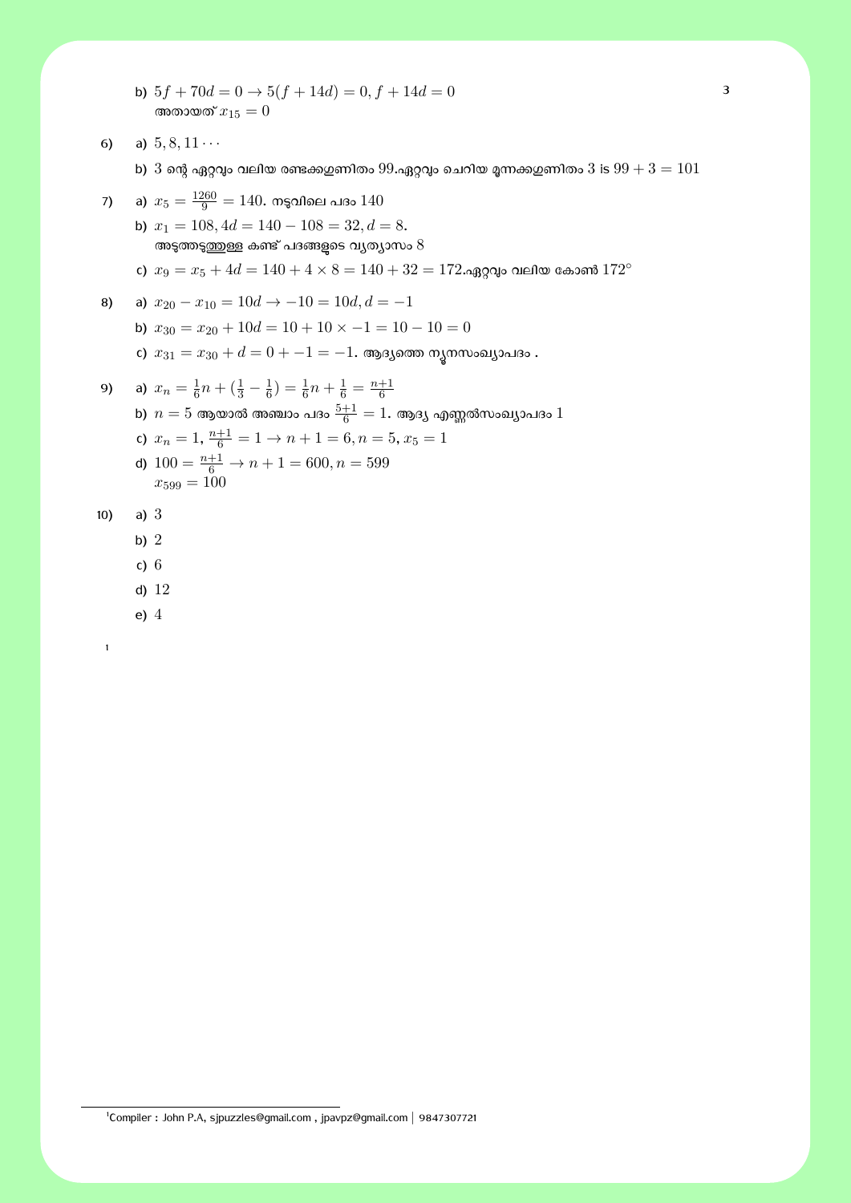b) $5f + 70d = 0 \rightarrow 5(f + 14d) = 0, f + 14d = 0$
അതായത് $x_{15} = 0$

6) a) $5, 8, 11 \cdots$

b) $3$ ന്റെ ഏറ്റവും വലിയ രണ്ടക്കഗുണിതം $99$.ഏറ്റവും ചെറിയ മൂന്നക്കഗുണിതം $3$ is $99 + 3 = 101$

7) a) $x_5 = \frac{1260}{9} = 140$. നടുവിലെ പദം $140$

b) $x_1 = 108, 4d = 140 - 108 = 32, d = 8$.
അടുത്തടുത്തുള്ള കണ്ട് പദങ്ങളുടെ വ്യത്യാസം $8$

c) $x_9 = x_5 + 4d = 140 + 4 \times 8 = 140 + 32 = 172$.ഏറ്റവും വലിയ കോൺ $172^\circ$

8) a) $x_{20} - x_{10} = 10d \rightarrow -10 = 10d, d = -1$

b) $x_{30} = x_{20} + 10d = 10 + 10 \times -1 = 10 - 10 = 0$

c) $x_{31} = x_{30} + d = 0 + -1 = -1$. ആദ്യത്തെ ന്യൂനസംഖ്യാപദം .

9) a) $x_n = \frac{1}{6}n + (\frac{1}{3} - \frac{1}{6}) = \frac{1}{6}n + \frac{1}{6} = \frac{n+1}{6}$

b) $n = 5$ ആയാൽ അഞ്ചാം പദം $\frac{5+1}{6} = 1$. ആദ്യ എണ്ണൽസംഖ്യാപദം $1$

c) $x_n = 1, \frac{n+1}{6} = 1 \rightarrow n + 1 = 6, n = 5, x_5 = 1$

d) $100 = \frac{n+1}{6} \rightarrow n + 1 = 600, n = 599$
$x_{599} = 100$

10) a) $3$

b) $2$

c) $6$

d) $12$

e) $4$

[1]

[1]Compiler : John P.A, sjpuzzles@gmail.com , jpavpz@gmail.com | 9847307721